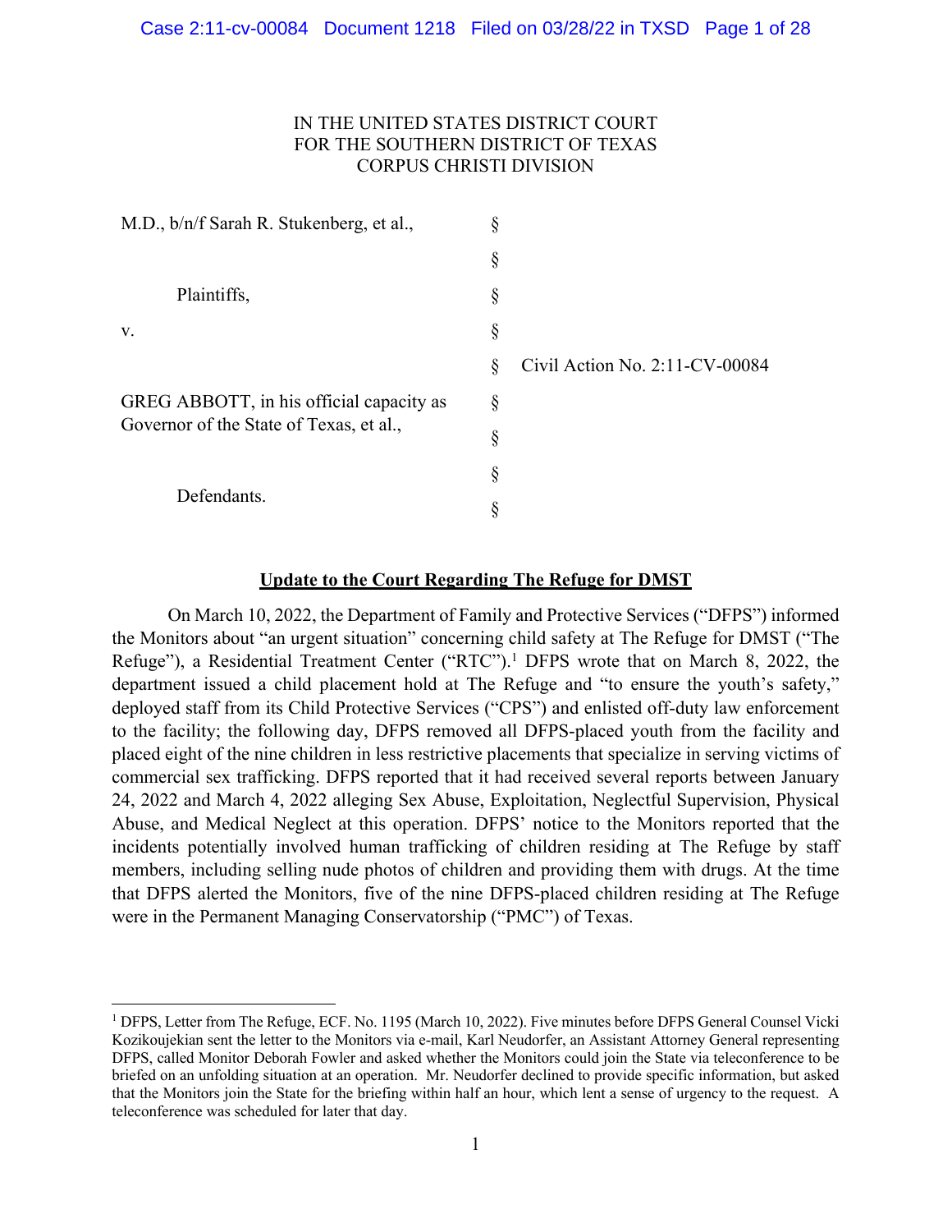IN THE UNITED STATES DISTRICT COURT
FOR THE SOUTHERN DISTRICT OF TEXAS
CORPUS CHRISTI DIVISION

| | | |
|---|---|---|
| M.D., b/n/f Sarah R. Stukenberg, et al., | § | |
| | § | |
| Plaintiffs, | § | |
| v. | § | |
| | § | Civil Action No. 2:11-CV-00084 |
| GREG ABBOTT, in his official capacity as Governor of the State of Texas, et al., | § | |
| | § | |
| | § | |
| Defendants. | § | |

**Update to the Court Regarding The Refuge for DMST**

On March 10, 2022, the Department of Family and Protective Services ("DFPS") informed the Monitors about "an urgent situation" concerning child safety at The Refuge for DMST ("The Refuge"), a Residential Treatment Center ("RTC").[1] DFPS wrote that on March 8, 2022, the department issued a child placement hold at The Refuge and "to ensure the youth's safety," deployed staff from its Child Protective Services ("CPS") and enlisted off-duty law enforcement to the facility; the following day, DFPS removed all DFPS-placed youth from the facility and placed eight of the nine children in less restrictive placements that specialize in serving victims of commercial sex trafficking. DFPS reported that it had received several reports between January 24, 2022 and March 4, 2022 alleging Sex Abuse, Exploitation, Neglectful Supervision, Physical Abuse, and Medical Neglect at this operation. DFPS' notice to the Monitors reported that the incidents potentially involved human trafficking of children residing at The Refuge by staff members, including selling nude photos of children and providing them with drugs. At the time that DFPS alerted the Monitors, five of the nine DFPS-placed children residing at The Refuge were in the Permanent Managing Conservatorship ("PMC") of Texas.

[1] DFPS, Letter from The Refuge, ECF. No. 1195 (March 10, 2022). Five minutes before DFPS General Counsel Vicki Kozikoujekian sent the letter to the Monitors via e-mail, Karl Neudorfer, an Assistant Attorney General representing DFPS, called Monitor Deborah Fowler and asked whether the Monitors could join the State via teleconference to be briefed on an unfolding situation at an operation. Mr. Neudorfer declined to provide specific information, but asked that the Monitors join the State for the briefing within half an hour, which lent a sense of urgency to the request. A teleconference was scheduled for later that day.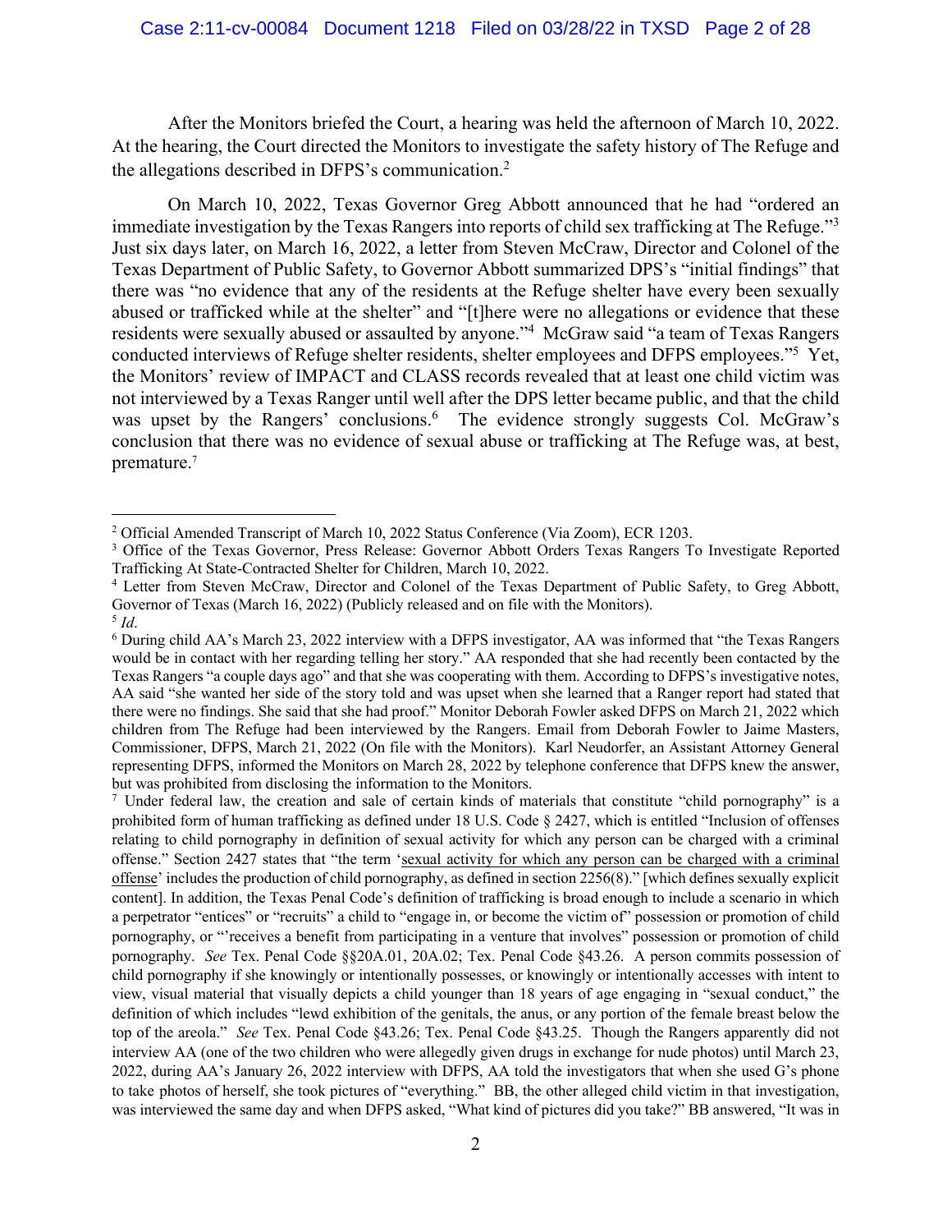After the Monitors briefed the Court, a hearing was held the afternoon of March 10, 2022. At the hearing, the Court directed the Monitors to investigate the safety history of The Refuge and the allegations described in DFPS's communication.[2]

On March 10, 2022, Texas Governor Greg Abbott announced that he had "ordered an immediate investigation by the Texas Rangers into reports of child sex trafficking at The Refuge."[3] Just six days later, on March 16, 2022, a letter from Steven McCraw, Director and Colonel of the Texas Department of Public Safety, to Governor Abbott summarized DPS's "initial findings" that there was "no evidence that any of the residents at the Refuge shelter have every been sexually abused or trafficked while at the shelter" and "[t]here were no allegations or evidence that these residents were sexually abused or assaulted by anyone."[4] McGraw said "a team of Texas Rangers conducted interviews of Refuge shelter residents, shelter employees and DFPS employees."[5] Yet, the Monitors' review of IMPACT and CLASS records revealed that at least one child victim was not interviewed by a Texas Ranger until well after the DPS letter became public, and that the child was upset by the Rangers' conclusions.[6] The evidence strongly suggests Col. McGraw's conclusion that there was no evidence of sexual abuse or trafficking at The Refuge was, at best, premature.[7]

---

[2] Official Amended Transcript of March 10, 2022 Status Conference (Via Zoom), ECR 1203.

[3] Office of the Texas Governor, Press Release: Governor Abbott Orders Texas Rangers To Investigate Reported Trafficking At State-Contracted Shelter for Children, March 10, 2022.

[4] Letter from Steven McCraw, Director and Colonel of the Texas Department of Public Safety, to Greg Abbott, Governor of Texas (March 16, 2022) (Publicly released and on file with the Monitors).

[5] *Id*.

[6] During child AA's March 23, 2022 interview with a DFPS investigator, AA was informed that "the Texas Rangers would be in contact with her regarding telling her story." AA responded that she had recently been contacted by the Texas Rangers "a couple days ago" and that she was cooperating with them. According to DFPS's investigative notes, AA said "she wanted her side of the story told and was upset when she learned that a Ranger report had stated that there were no findings. She said that she had proof." Monitor Deborah Fowler asked DFPS on March 21, 2022 which children from The Refuge had been interviewed by the Rangers. Email from Deborah Fowler to Jaime Masters, Commissioner, DFPS, March 21, 2022 (On file with the Monitors). Karl Neudorfer, an Assistant Attorney General representing DFPS, informed the Monitors on March 28, 2022 by telephone conference that DFPS knew the answer, but was prohibited from disclosing the information to the Monitors.

[7] Under federal law, the creation and sale of certain kinds of materials that constitute "child pornography" is a prohibited form of human trafficking as defined under 18 U.S. Code § 2427, which is entitled "Inclusion of offenses relating to child pornography in definition of sexual activity for which any person can be charged with a criminal offense." Section 2427 states that "the term '<u>sexual activity for which any person can be charged with a criminal offense</u>' includes the production of child pornography, as defined in section 2256(8)." [which defines sexually explicit content]. In addition, the Texas Penal Code's definition of trafficking is broad enough to include a scenario in which a perpetrator "entices" or "recruits" a child to "engage in, or become the victim of" possession or promotion of child pornography, or "'receives a benefit from participating in a venture that involves" possession or promotion of child pornography. *See* Tex. Penal Code §§20A.01, 20A.02; Tex. Penal Code §43.26. A person commits possession of child pornography if she knowingly or intentionally possesses, or knowingly or intentionally accesses with intent to view, visual material that visually depicts a child younger than 18 years of age engaging in "sexual conduct," the definition of which includes "lewd exhibition of the genitals, the anus, or any portion of the female breast below the top of the areola." *See* Tex. Penal Code §43.26; Tex. Penal Code §43.25. Though the Rangers apparently did not interview AA (one of the two children who were allegedly given drugs in exchange for nude photos) until March 23, 2022, during AA's January 26, 2022 interview with DFPS, AA told the investigators that when she used G's phone to take photos of herself, she took pictures of "everything." BB, the other alleged child victim in that investigation, was interviewed the same day and when DFPS asked, "What kind of pictures did you take?" BB answered, "It was in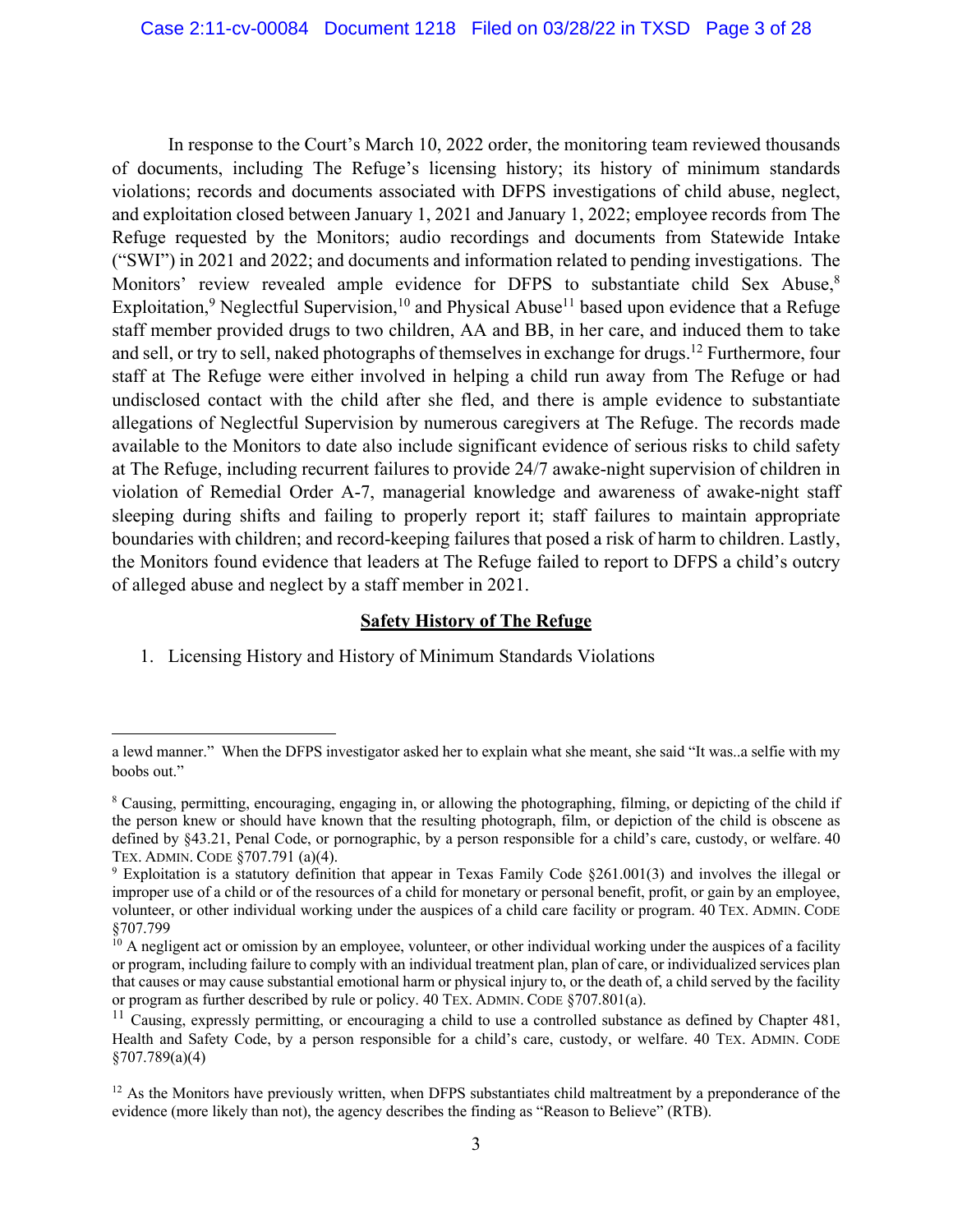In response to the Court's March 10, 2022 order, the monitoring team reviewed thousands of documents, including The Refuge's licensing history; its history of minimum standards violations; records and documents associated with DFPS investigations of child abuse, neglect, and exploitation closed between January 1, 2021 and January 1, 2022; employee records from The Refuge requested by the Monitors; audio recordings and documents from Statewide Intake ("SWI") in 2021 and 2022; and documents and information related to pending investigations. The Monitors' review revealed ample evidence for DFPS to substantiate child Sex Abuse,[8] Exploitation,[9] Neglectful Supervision,[10] and Physical Abuse[11] based upon evidence that a Refuge staff member provided drugs to two children, AA and BB, in her care, and induced them to take and sell, or try to sell, naked photographs of themselves in exchange for drugs.[12] Furthermore, four staff at The Refuge were either involved in helping a child run away from The Refuge or had undisclosed contact with the child after she fled, and there is ample evidence to substantiate allegations of Neglectful Supervision by numerous caregivers at The Refuge. The records made available to the Monitors to date also include significant evidence of serious risks to child safety at The Refuge, including recurrent failures to provide 24/7 awake-night supervision of children in violation of Remedial Order A-7, managerial knowledge and awareness of awake-night staff sleeping during shifts and failing to properly report it; staff failures to maintain appropriate boundaries with children; and record-keeping failures that posed a risk of harm to children. Lastly, the Monitors found evidence that leaders at The Refuge failed to report to DFPS a child's outcry of alleged abuse and neglect by a staff member in 2021.

## Safety History of The Refuge

1. Licensing History and History of Minimum Standards Violations

---

a lewd manner." When the DFPS investigator asked her to explain what she meant, she said "It was..a selfie with my boobs out."

[8] Causing, permitting, encouraging, engaging in, or allowing the photographing, filming, or depicting of the child if the person knew or should have known that the resulting photograph, film, or depiction of the child is obscene as defined by §43.21, Penal Code, or pornographic, by a person responsible for a child's care, custody, or welfare. 40 TEX. ADMIN. CODE §707.791 (a)(4).

[9] Exploitation is a statutory definition that appear in Texas Family Code §261.001(3) and involves the illegal or improper use of a child or of the resources of a child for monetary or personal benefit, profit, or gain by an employee, volunteer, or other individual working under the auspices of a child care facility or program. 40 TEX. ADMIN. CODE §707.799

[10] A negligent act or omission by an employee, volunteer, or other individual working under the auspices of a facility or program, including failure to comply with an individual treatment plan, plan of care, or individualized services plan that causes or may cause substantial emotional harm or physical injury to, or the death of, a child served by the facility or program as further described by rule or policy. 40 TEX. ADMIN. CODE §707.801(a).

[11] Causing, expressly permitting, or encouraging a child to use a controlled substance as defined by Chapter 481, Health and Safety Code, by a person responsible for a child's care, custody, or welfare. 40 TEX. ADMIN. CODE §707.789(a)(4)

[12] As the Monitors have previously written, when DFPS substantiates child maltreatment by a preponderance of the evidence (more likely than not), the agency describes the finding as "Reason to Believe" (RTB).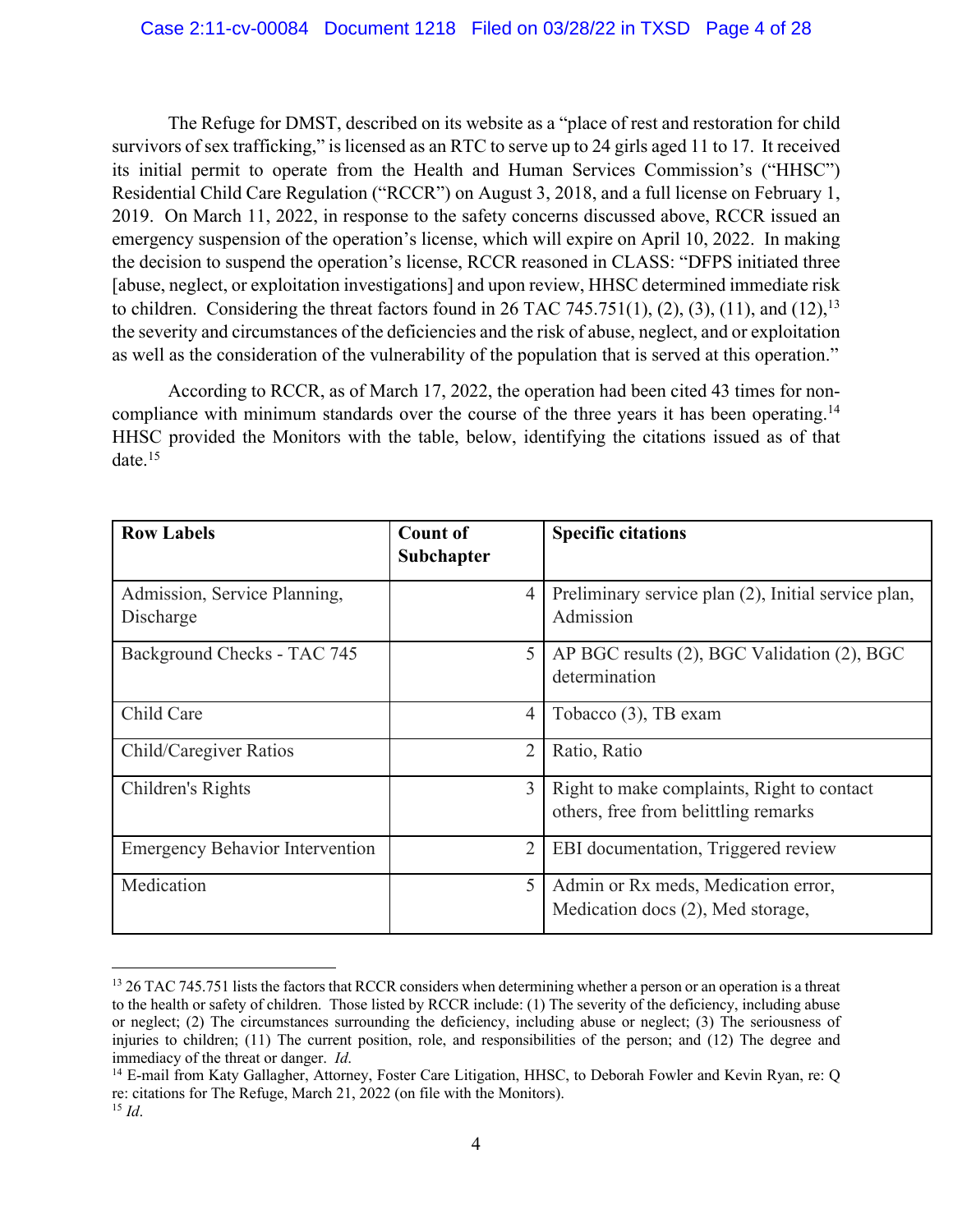The Refuge for DMST, described on its website as a "place of rest and restoration for child survivors of sex trafficking," is licensed as an RTC to serve up to 24 girls aged 11 to 17. It received its initial permit to operate from the Health and Human Services Commission's ("HHSC") Residential Child Care Regulation ("RCCR") on August 3, 2018, and a full license on February 1, 2019. On March 11, 2022, in response to the safety concerns discussed above, RCCR issued an emergency suspension of the operation's license, which will expire on April 10, 2022. In making the decision to suspend the operation's license, RCCR reasoned in CLASS: "DFPS initiated three [abuse, neglect, or exploitation investigations] and upon review, HHSC determined immediate risk to children. Considering the threat factors found in 26 TAC 745.751(1), (2), (3), (11), and (12),[13] the severity and circumstances of the deficiencies and the risk of abuse, neglect, and or exploitation as well as the consideration of the vulnerability of the population that is served at this operation."

According to RCCR, as of March 17, 2022, the operation had been cited 43 times for non-compliance with minimum standards over the course of the three years it has been operating.[14] HHSC provided the Monitors with the table, below, identifying the citations issued as of that date.[15]

| Row Labels | Count of Subchapter | Specific citations |
|---|---|---|
| Admission, Service Planning, Discharge | 4 | Preliminary service plan (2), Initial service plan, Admission |
| Background Checks - TAC 745 | 5 | AP BGC results (2), BGC Validation (2), BGC determination |
| Child Care | 4 | Tobacco (3), TB exam |
| Child/Caregiver Ratios | 2 | Ratio, Ratio |
| Children's Rights | 3 | Right to make complaints, Right to contact others, free from belittling remarks |
| Emergency Behavior Intervention | 2 | EBI documentation, Triggered review |
| Medication | 5 | Admin or Rx meds, Medication error, Medication docs (2), Med storage, |

---

[13] 26 TAC 745.751 lists the factors that RCCR considers when determining whether a person or an operation is a threat to the health or safety of children. Those listed by RCCR include: (1) The severity of the deficiency, including abuse or neglect; (2) The circumstances surrounding the deficiency, including abuse or neglect; (3) The seriousness of injuries to children; (11) The current position, role, and responsibilities of the person; and (12) The degree and immediacy of the threat or danger. *Id.*

[14] E-mail from Katy Gallagher, Attorney, Foster Care Litigation, HHSC, to Deborah Fowler and Kevin Ryan, re: Q re: citations for The Refuge, March 21, 2022 (on file with the Monitors).

[15] *Id*.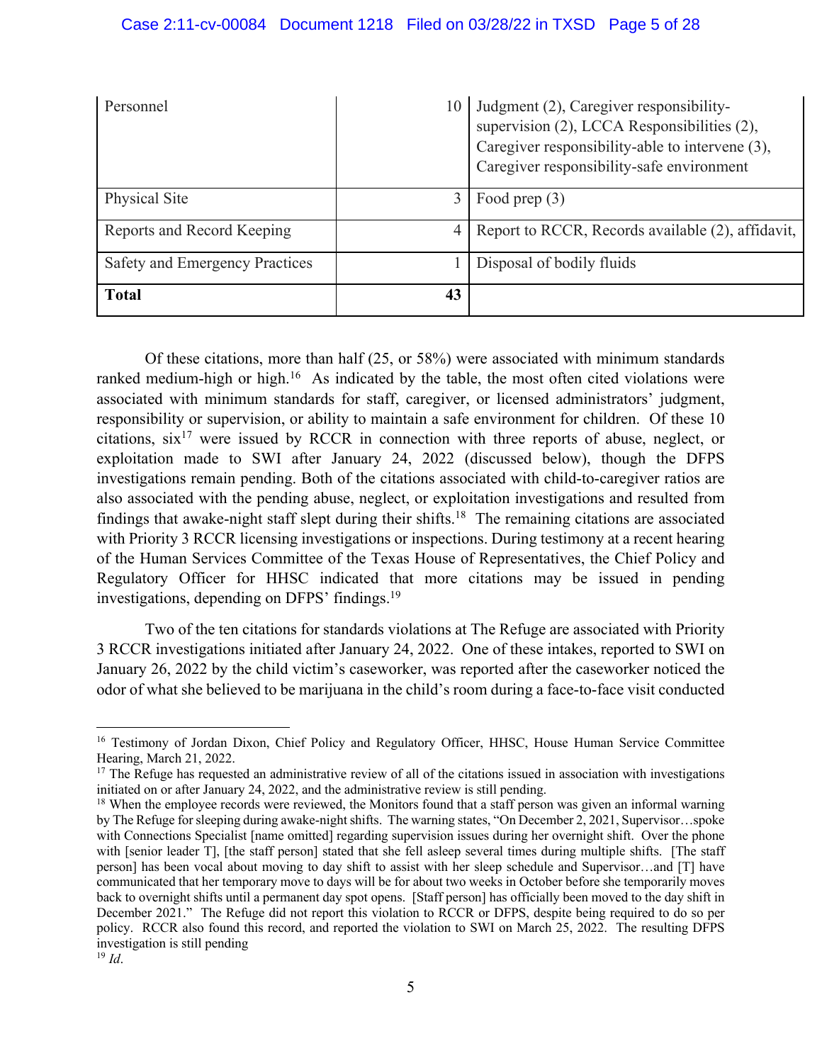| | | |
|---|---|---|
| Personnel | 10 | Judgment (2), Caregiver responsibility-supervision (2), LCCA Responsibilities (2), Caregiver responsibility-able to intervene (3), Caregiver responsibility-safe environment |
| Physical Site | 3 | Food prep (3) |
| Reports and Record Keeping | 4 | Report to RCCR, Records available (2), affidavit, |
| Safety and Emergency Practices | 1 | Disposal of bodily fluids |
| **Total** | **43** | |

Of these citations, more than half (25, or 58%) were associated with minimum standards ranked medium-high or high.[16] As indicated by the table, the most often cited violations were associated with minimum standards for staff, caregiver, or licensed administrators' judgment, responsibility or supervision, or ability to maintain a safe environment for children. Of these 10 citations, six[17] were issued by RCCR in connection with three reports of abuse, neglect, or exploitation made to SWI after January 24, 2022 (discussed below), though the DFPS investigations remain pending. Both of the citations associated with child-to-caregiver ratios are also associated with the pending abuse, neglect, or exploitation investigations and resulted from findings that awake-night staff slept during their shifts.[18] The remaining citations are associated with Priority 3 RCCR licensing investigations or inspections. During testimony at a recent hearing of the Human Services Committee of the Texas House of Representatives, the Chief Policy and Regulatory Officer for HHSC indicated that more citations may be issued in pending investigations, depending on DFPS' findings.[19]

Two of the ten citations for standards violations at The Refuge are associated with Priority 3 RCCR investigations initiated after January 24, 2022. One of these intakes, reported to SWI on January 26, 2022 by the child victim's caseworker, was reported after the caseworker noticed the odor of what she believed to be marijuana in the child's room during a face-to-face visit conducted

---

[16] Testimony of Jordan Dixon, Chief Policy and Regulatory Officer, HHSC, House Human Service Committee Hearing, March 21, 2022.

[17] The Refuge has requested an administrative review of all of the citations issued in association with investigations initiated on or after January 24, 2022, and the administrative review is still pending.

[18] When the employee records were reviewed, the Monitors found that a staff person was given an informal warning by The Refuge for sleeping during awake-night shifts. The warning states, "On December 2, 2021, Supervisor…spoke with Connections Specialist [name omitted] regarding supervision issues during her overnight shift. Over the phone with [senior leader T], [the staff person] stated that she fell asleep several times during multiple shifts. [The staff person] has been vocal about moving to day shift to assist with her sleep schedule and Supervisor…and [T] have communicated that her temporary move to days will be for about two weeks in October before she temporarily moves back to overnight shifts until a permanent day spot opens. [Staff person] has officially been moved to the day shift in December 2021." The Refuge did not report this violation to RCCR or DFPS, despite being required to do so per policy. RCCR also found this record, and reported the violation to SWI on March 25, 2022. The resulting DFPS investigation is still pending

[19] *Id*.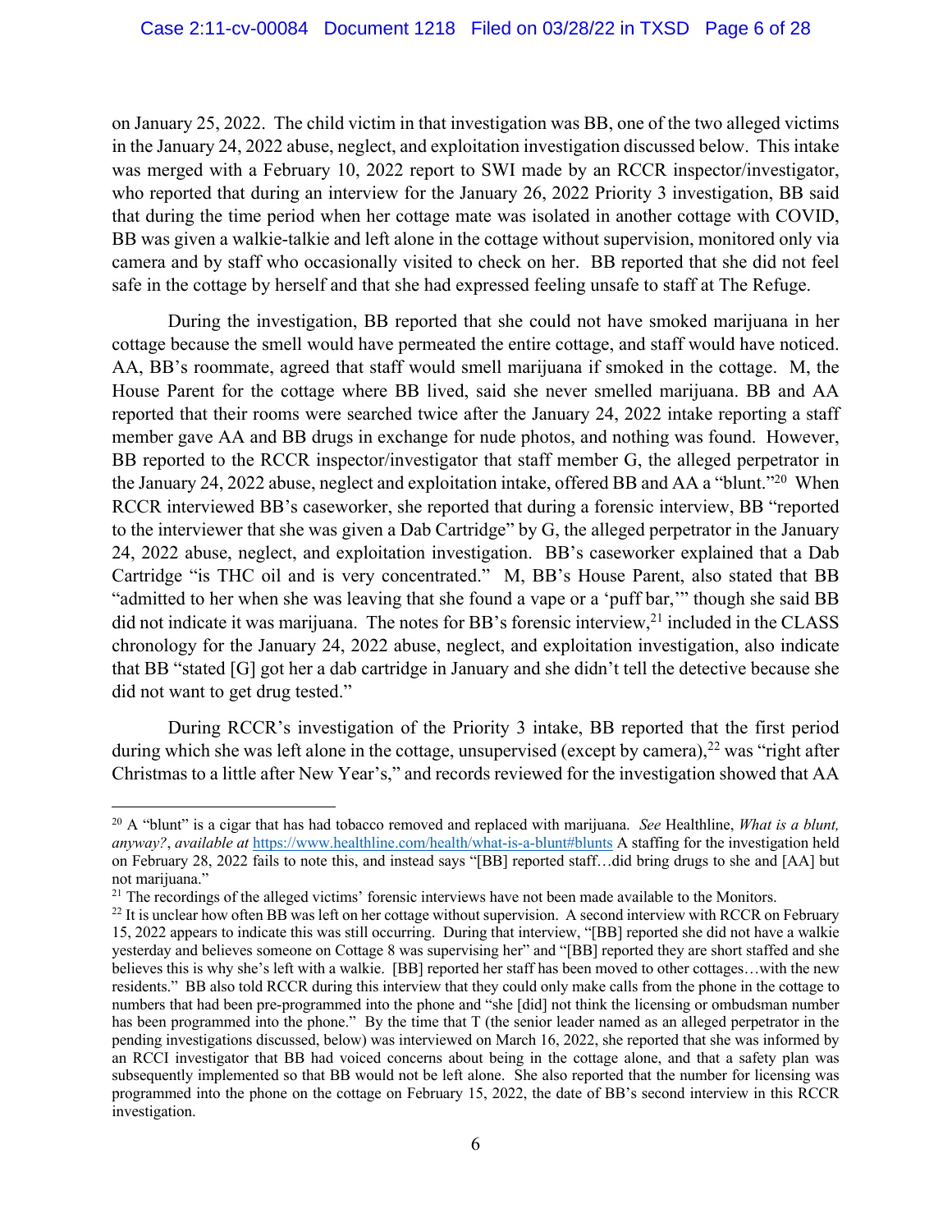on January 25, 2022. The child victim in that investigation was BB, one of the two alleged victims in the January 24, 2022 abuse, neglect, and exploitation investigation discussed below. This intake was merged with a February 10, 2022 report to SWI made by an RCCR inspector/investigator, who reported that during an interview for the January 26, 2022 Priority 3 investigation, BB said that during the time period when her cottage mate was isolated in another cottage with COVID, BB was given a walkie-talkie and left alone in the cottage without supervision, monitored only via camera and by staff who occasionally visited to check on her. BB reported that she did not feel safe in the cottage by herself and that she had expressed feeling unsafe to staff at The Refuge.

During the investigation, BB reported that she could not have smoked marijuana in her cottage because the smell would have permeated the entire cottage, and staff would have noticed. AA, BB's roommate, agreed that staff would smell marijuana if smoked in the cottage. M, the House Parent for the cottage where BB lived, said she never smelled marijuana. BB and AA reported that their rooms were searched twice after the January 24, 2022 intake reporting a staff member gave AA and BB drugs in exchange for nude photos, and nothing was found. However, BB reported to the RCCR inspector/investigator that staff member G, the alleged perpetrator in the January 24, 2022 abuse, neglect and exploitation intake, offered BB and AA a "blunt."[20] When RCCR interviewed BB's caseworker, she reported that during a forensic interview, BB "reported to the interviewer that she was given a Dab Cartridge" by G, the alleged perpetrator in the January 24, 2022 abuse, neglect, and exploitation investigation. BB's caseworker explained that a Dab Cartridge "is THC oil and is very concentrated." M, BB's House Parent, also stated that BB "admitted to her when she was leaving that she found a vape or a 'puff bar,'" though she said BB did not indicate it was marijuana. The notes for BB's forensic interview,[21] included in the CLASS chronology for the January 24, 2022 abuse, neglect, and exploitation investigation, also indicate that BB "stated [G] got her a dab cartridge in January and she didn't tell the detective because she did not want to get drug tested."

During RCCR's investigation of the Priority 3 intake, BB reported that the first period during which she was left alone in the cottage, unsupervised (except by camera),[22] was "right after Christmas to a little after New Year's," and records reviewed for the investigation showed that AA

---

[20] A "blunt" is a cigar that has had tobacco removed and replaced with marijuana. *See* Healthline, *What is a blunt, anyway?*, *available at* https://www.healthline.com/health/what-is-a-blunt#blunts A staffing for the investigation held on February 28, 2022 fails to note this, and instead says "[BB] reported staff…did bring drugs to she and [AA] but not marijuana."

[21] The recordings of the alleged victims' forensic interviews have not been made available to the Monitors.

[22] It is unclear how often BB was left on her cottage without supervision. A second interview with RCCR on February 15, 2022 appears to indicate this was still occurring. During that interview, "[BB] reported she did not have a walkie yesterday and believes someone on Cottage 8 was supervising her" and "[BB] reported they are short staffed and she believes this is why she's left with a walkie. [BB] reported her staff has been moved to other cottages…with the new residents." BB also told RCCR during this interview that they could only make calls from the phone in the cottage to numbers that had been pre-programmed into the phone and "she [did] not think the licensing or ombudsman number has been programmed into the phone." By the time that T (the senior leader named as an alleged perpetrator in the pending investigations discussed, below) was interviewed on March 16, 2022, she reported that she was informed by an RCCI investigator that BB had voiced concerns about being in the cottage alone, and that a safety plan was subsequently implemented so that BB would not be left alone. She also reported that the number for licensing was programmed into the phone on the cottage on February 15, 2022, the date of BB's second interview in this RCCR investigation.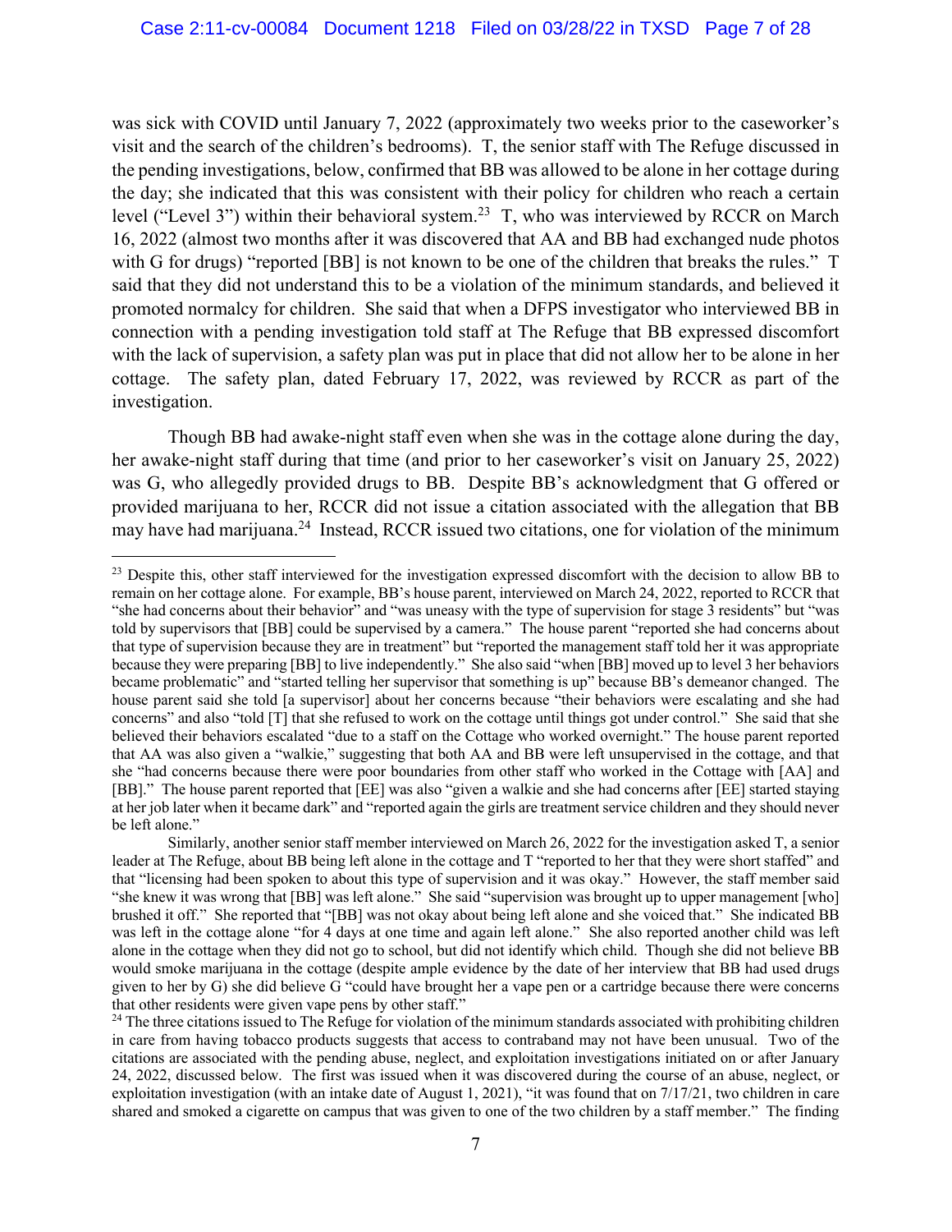was sick with COVID until January 7, 2022 (approximately two weeks prior to the caseworker's visit and the search of the children's bedrooms). T, the senior staff with The Refuge discussed in the pending investigations, below, confirmed that BB was allowed to be alone in her cottage during the day; she indicated that this was consistent with their policy for children who reach a certain level ("Level 3") within their behavioral system.[23] T, who was interviewed by RCCR on March 16, 2022 (almost two months after it was discovered that AA and BB had exchanged nude photos with G for drugs) "reported [BB] is not known to be one of the children that breaks the rules." T said that they did not understand this to be a violation of the minimum standards, and believed it promoted normalcy for children. She said that when a DFPS investigator who interviewed BB in connection with a pending investigation told staff at The Refuge that BB expressed discomfort with the lack of supervision, a safety plan was put in place that did not allow her to be alone in her cottage. The safety plan, dated February 17, 2022, was reviewed by RCCR as part of the investigation.

Though BB had awake-night staff even when she was in the cottage alone during the day, her awake-night staff during that time (and prior to her caseworker's visit on January 25, 2022) was G, who allegedly provided drugs to BB. Despite BB's acknowledgment that G offered or provided marijuana to her, RCCR did not issue a citation associated with the allegation that BB may have had marijuana.[24] Instead, RCCR issued two citations, one for violation of the minimum

---

[23] Despite this, other staff interviewed for the investigation expressed discomfort with the decision to allow BB to remain on her cottage alone. For example, BB's house parent, interviewed on March 24, 2022, reported to RCCR that "she had concerns about their behavior" and "was uneasy with the type of supervision for stage 3 residents" but "was told by supervisors that [BB] could be supervised by a camera." The house parent "reported she had concerns about that type of supervision because they are in treatment" but "reported the management staff told her it was appropriate because they were preparing [BB] to live independently." She also said "when [BB] moved up to level 3 her behaviors became problematic" and "started telling her supervisor that something is up" because BB's demeanor changed. The house parent said she told [a supervisor] about her concerns because "their behaviors were escalating and she had concerns" and also "told [T] that she refused to work on the cottage until things got under control." She said that she believed their behaviors escalated "due to a staff on the Cottage who worked overnight." The house parent reported that AA was also given a "walkie," suggesting that both AA and BB were left unsupervised in the cottage, and that she "had concerns because there were poor boundaries from other staff who worked in the Cottage with [AA] and [BB]." The house parent reported that [EE] was also "given a walkie and she had concerns after [EE] started staying at her job later when it became dark" and "reported again the girls are treatment service children and they should never be left alone."

Similarly, another senior staff member interviewed on March 26, 2022 for the investigation asked T, a senior leader at The Refuge, about BB being left alone in the cottage and T "reported to her that they were short staffed" and that "licensing had been spoken to about this type of supervision and it was okay." However, the staff member said "she knew it was wrong that [BB] was left alone." She said "supervision was brought up to upper management [who] brushed it off." She reported that "[BB] was not okay about being left alone and she voiced that." She indicated BB was left in the cottage alone "for 4 days at one time and again left alone." She also reported another child was left alone in the cottage when they did not go to school, but did not identify which child. Though she did not believe BB would smoke marijuana in the cottage (despite ample evidence by the date of her interview that BB had used drugs given to her by G) she did believe G "could have brought her a vape pen or a cartridge because there were concerns that other residents were given vape pens by other staff."

[24] The three citations issued to The Refuge for violation of the minimum standards associated with prohibiting children in care from having tobacco products suggests that access to contraband may not have been unusual. Two of the citations are associated with the pending abuse, neglect, and exploitation investigations initiated on or after January 24, 2022, discussed below. The first was issued when it was discovered during the course of an abuse, neglect, or exploitation investigation (with an intake date of August 1, 2021), "it was found that on 7/17/21, two children in care shared and smoked a cigarette on campus that was given to one of the two children by a staff member." The finding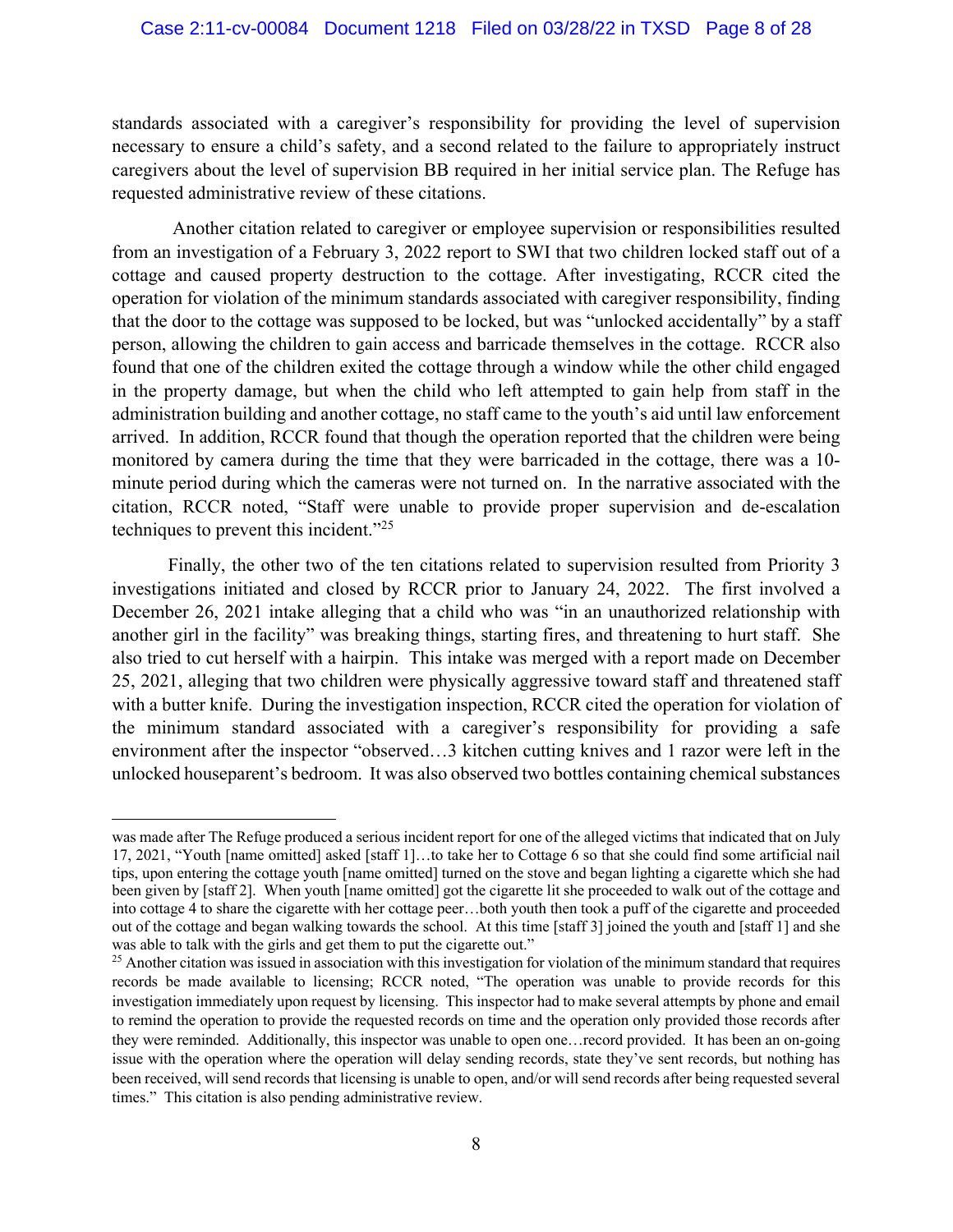standards associated with a caregiver's responsibility for providing the level of supervision necessary to ensure a child's safety, and a second related to the failure to appropriately instruct caregivers about the level of supervision BB required in her initial service plan. The Refuge has requested administrative review of these citations.

Another citation related to caregiver or employee supervision or responsibilities resulted from an investigation of a February 3, 2022 report to SWI that two children locked staff out of a cottage and caused property destruction to the cottage. After investigating, RCCR cited the operation for violation of the minimum standards associated with caregiver responsibility, finding that the door to the cottage was supposed to be locked, but was "unlocked accidentally" by a staff person, allowing the children to gain access and barricade themselves in the cottage. RCCR also found that one of the children exited the cottage through a window while the other child engaged in the property damage, but when the child who left attempted to gain help from staff in the administration building and another cottage, no staff came to the youth's aid until law enforcement arrived. In addition, RCCR found that though the operation reported that the children were being monitored by camera during the time that they were barricaded in the cottage, there was a 10-minute period during which the cameras were not turned on. In the narrative associated with the citation, RCCR noted, "Staff were unable to provide proper supervision and de-escalation techniques to prevent this incident."[25]

Finally, the other two of the ten citations related to supervision resulted from Priority 3 investigations initiated and closed by RCCR prior to January 24, 2022. The first involved a December 26, 2021 intake alleging that a child who was "in an unauthorized relationship with another girl in the facility" was breaking things, starting fires, and threatening to hurt staff. She also tried to cut herself with a hairpin. This intake was merged with a report made on December 25, 2021, alleging that two children were physically aggressive toward staff and threatened staff with a butter knife. During the investigation inspection, RCCR cited the operation for violation of the minimum standard associated with a caregiver's responsibility for providing a safe environment after the inspector "observed…3 kitchen cutting knives and 1 razor were left in the unlocked houseparent's bedroom. It was also observed two bottles containing chemical substances

---

was made after The Refuge produced a serious incident report for one of the alleged victims that indicated that on July 17, 2021, "Youth [name omitted] asked [staff 1]…to take her to Cottage 6 so that she could find some artificial nail tips, upon entering the cottage youth [name omitted] turned on the stove and began lighting a cigarette which she had been given by [staff 2]. When youth [name omitted] got the cigarette lit she proceeded to walk out of the cottage and into cottage 4 to share the cigarette with her cottage peer…both youth then took a puff of the cigarette and proceeded out of the cottage and began walking towards the school. At this time [staff 3] joined the youth and [staff 1] and she was able to talk with the girls and get them to put the cigarette out."

[25] Another citation was issued in association with this investigation for violation of the minimum standard that requires records be made available to licensing; RCCR noted, "The operation was unable to provide records for this investigation immediately upon request by licensing. This inspector had to make several attempts by phone and email to remind the operation to provide the requested records on time and the operation only provided those records after they were reminded. Additionally, this inspector was unable to open one…record provided. It has been an on-going issue with the operation where the operation will delay sending records, state they've sent records, but nothing has been received, will send records that licensing is unable to open, and/or will send records after being requested several times." This citation is also pending administrative review.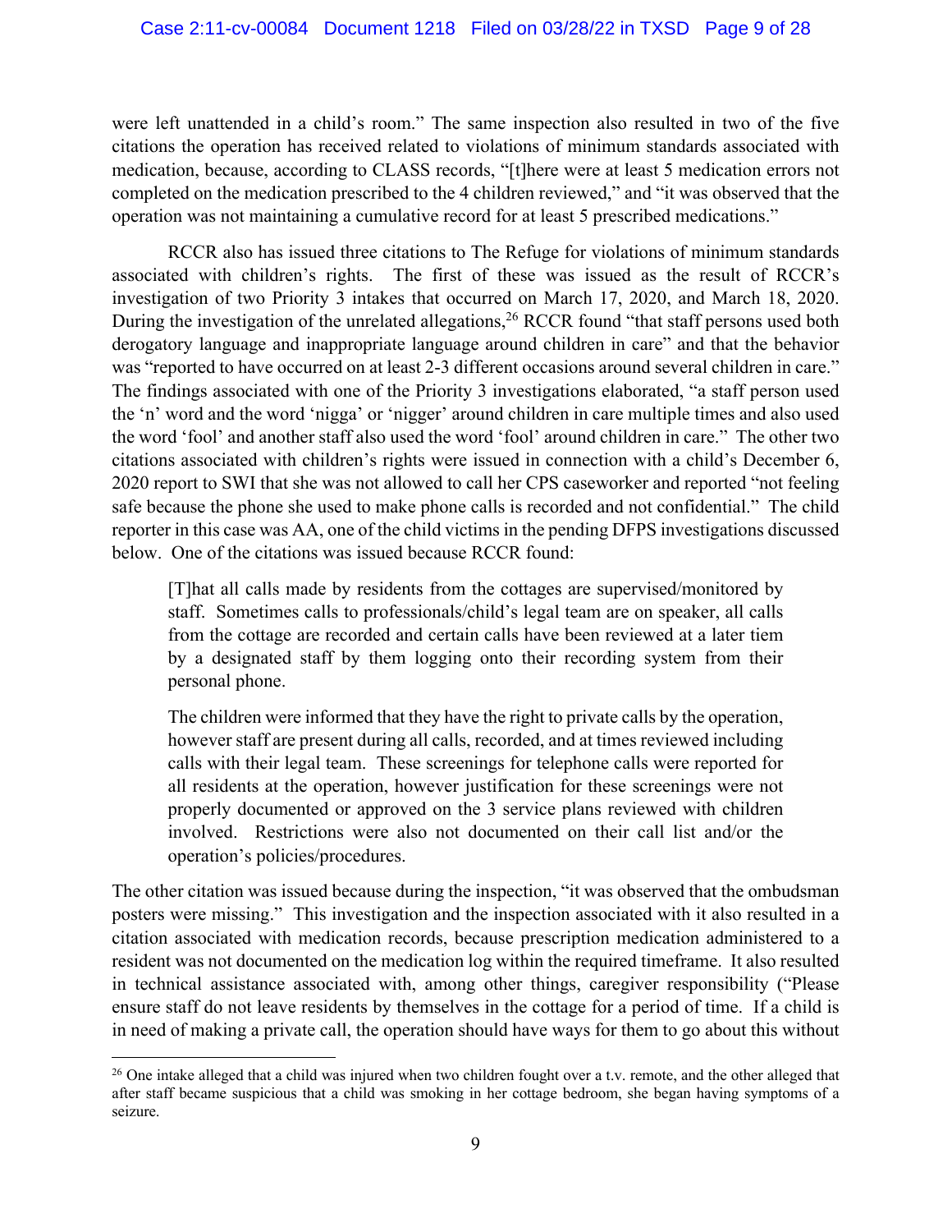were left unattended in a child's room." The same inspection also resulted in two of the five citations the operation has received related to violations of minimum standards associated with medication, because, according to CLASS records, "[t]here were at least 5 medication errors not completed on the medication prescribed to the 4 children reviewed," and "it was observed that the operation was not maintaining a cumulative record for at least 5 prescribed medications."

RCCR also has issued three citations to The Refuge for violations of minimum standards associated with children's rights. The first of these was issued as the result of RCCR's investigation of two Priority 3 intakes that occurred on March 17, 2020, and March 18, 2020. During the investigation of the unrelated allegations,[26] RCCR found "that staff persons used both derogatory language and inappropriate language around children in care" and that the behavior was "reported to have occurred on at least 2-3 different occasions around several children in care." The findings associated with one of the Priority 3 investigations elaborated, "a staff person used the 'n' word and the word 'nigga' or 'nigger' around children in care multiple times and also used the word 'fool' and another staff also used the word 'fool' around children in care." The other two citations associated with children's rights were issued in connection with a child's December 6, 2020 report to SWI that she was not allowed to call her CPS caseworker and reported "not feeling safe because the phone she used to make phone calls is recorded and not confidential." The child reporter in this case was AA, one of the child victims in the pending DFPS investigations discussed below. One of the citations was issued because RCCR found:

> [T]hat all calls made by residents from the cottages are supervised/monitored by staff. Sometimes calls to professionals/child's legal team are on speaker, all calls from the cottage are recorded and certain calls have been reviewed at a later tiem by a designated staff by them logging onto their recording system from their personal phone.
>
> The children were informed that they have the right to private calls by the operation, however staff are present during all calls, recorded, and at times reviewed including calls with their legal team. These screenings for telephone calls were reported for all residents at the operation, however justification for these screenings were not properly documented or approved on the 3 service plans reviewed with children involved. Restrictions were also not documented on their call list and/or the operation's policies/procedures.

The other citation was issued because during the inspection, "it was observed that the ombudsman posters were missing." This investigation and the inspection associated with it also resulted in a citation associated with medication records, because prescription medication administered to a resident was not documented on the medication log within the required timeframe. It also resulted in technical assistance associated with, among other things, caregiver responsibility ("Please ensure staff do not leave residents by themselves in the cottage for a period of time. If a child is in need of making a private call, the operation should have ways for them to go about this without

---

[26] One intake alleged that a child was injured when two children fought over a t.v. remote, and the other alleged that after staff became suspicious that a child was smoking in her cottage bedroom, she began having symptoms of a seizure.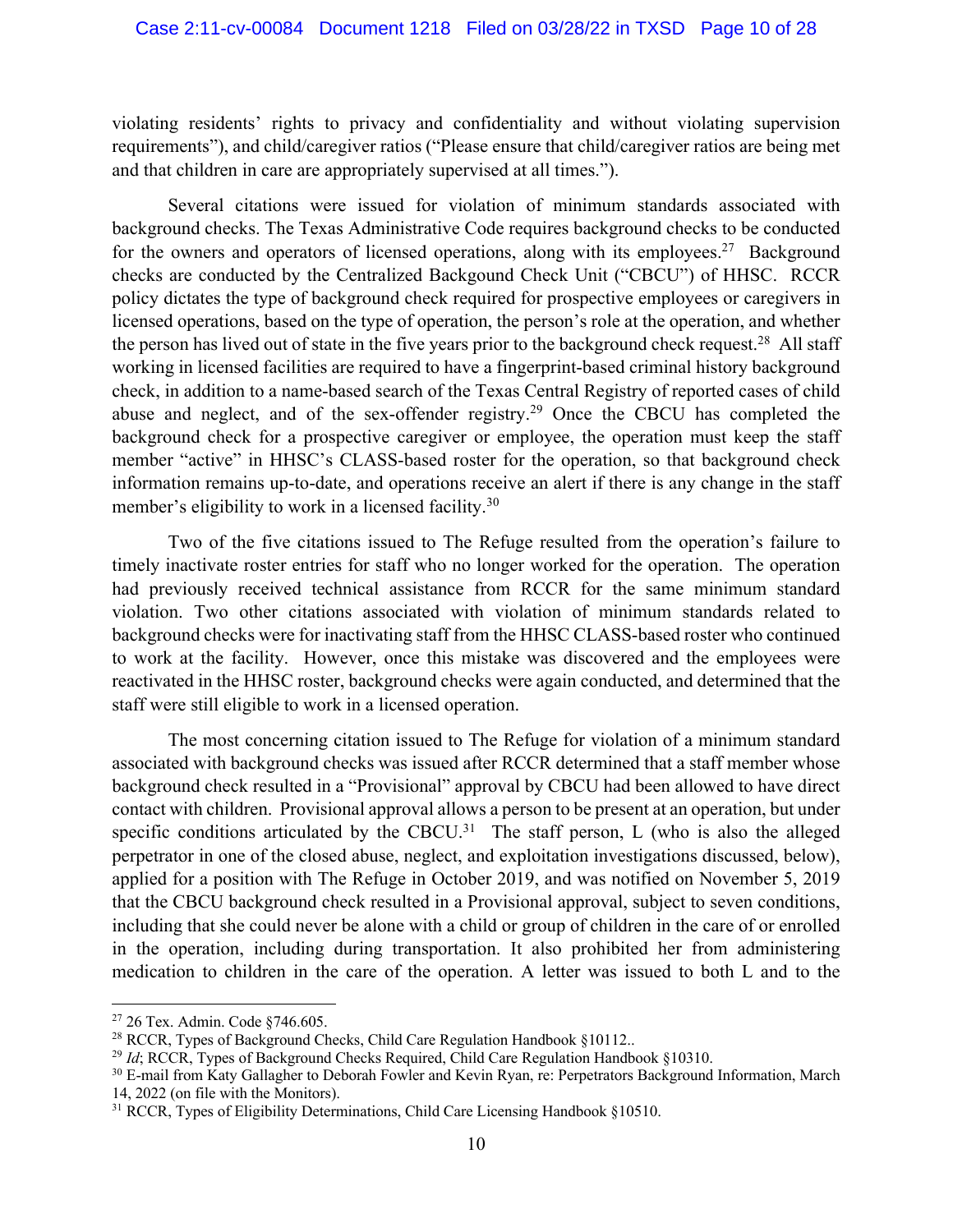violating residents' rights to privacy and confidentiality and without violating supervision requirements"), and child/caregiver ratios ("Please ensure that child/caregiver ratios are being met and that children in care are appropriately supervised at all times.").

Several citations were issued for violation of minimum standards associated with background checks. The Texas Administrative Code requires background checks to be conducted for the owners and operators of licensed operations, along with its employees.[27] Background checks are conducted by the Centralized Backgound Check Unit ("CBCU") of HHSC. RCCR policy dictates the type of background check required for prospective employees or caregivers in licensed operations, based on the type of operation, the person's role at the operation, and whether the person has lived out of state in the five years prior to the background check request.[28] All staff working in licensed facilities are required to have a fingerprint-based criminal history background check, in addition to a name-based search of the Texas Central Registry of reported cases of child abuse and neglect, and of the sex-offender registry.[29] Once the CBCU has completed the background check for a prospective caregiver or employee, the operation must keep the staff member "active" in HHSC's CLASS-based roster for the operation, so that background check information remains up-to-date, and operations receive an alert if there is any change in the staff member's eligibility to work in a licensed facility.[30]

Two of the five citations issued to The Refuge resulted from the operation's failure to timely inactivate roster entries for staff who no longer worked for the operation. The operation had previously received technical assistance from RCCR for the same minimum standard violation. Two other citations associated with violation of minimum standards related to background checks were for inactivating staff from the HHSC CLASS-based roster who continued to work at the facility. However, once this mistake was discovered and the employees were reactivated in the HHSC roster, background checks were again conducted, and determined that the staff were still eligible to work in a licensed operation.

The most concerning citation issued to The Refuge for violation of a minimum standard associated with background checks was issued after RCCR determined that a staff member whose background check resulted in a "Provisional" approval by CBCU had been allowed to have direct contact with children. Provisional approval allows a person to be present at an operation, but under specific conditions articulated by the CBCU.[31] The staff person, L (who is also the alleged perpetrator in one of the closed abuse, neglect, and exploitation investigations discussed, below), applied for a position with The Refuge in October 2019, and was notified on November 5, 2019 that the CBCU background check resulted in a Provisional approval, subject to seven conditions, including that she could never be alone with a child or group of children in the care of or enrolled in the operation, including during transportation. It also prohibited her from administering medication to children in the care of the operation. A letter was issued to both L and to the

---

[27] 26 Tex. Admin. Code §746.605.

[28] RCCR, Types of Background Checks, Child Care Regulation Handbook §10112..

[29] *Id*; RCCR, Types of Background Checks Required, Child Care Regulation Handbook §10310.

[30] E-mail from Katy Gallagher to Deborah Fowler and Kevin Ryan, re: Perpetrators Background Information, March 14, 2022 (on file with the Monitors).

[31] RCCR, Types of Eligibility Determinations, Child Care Licensing Handbook §10510.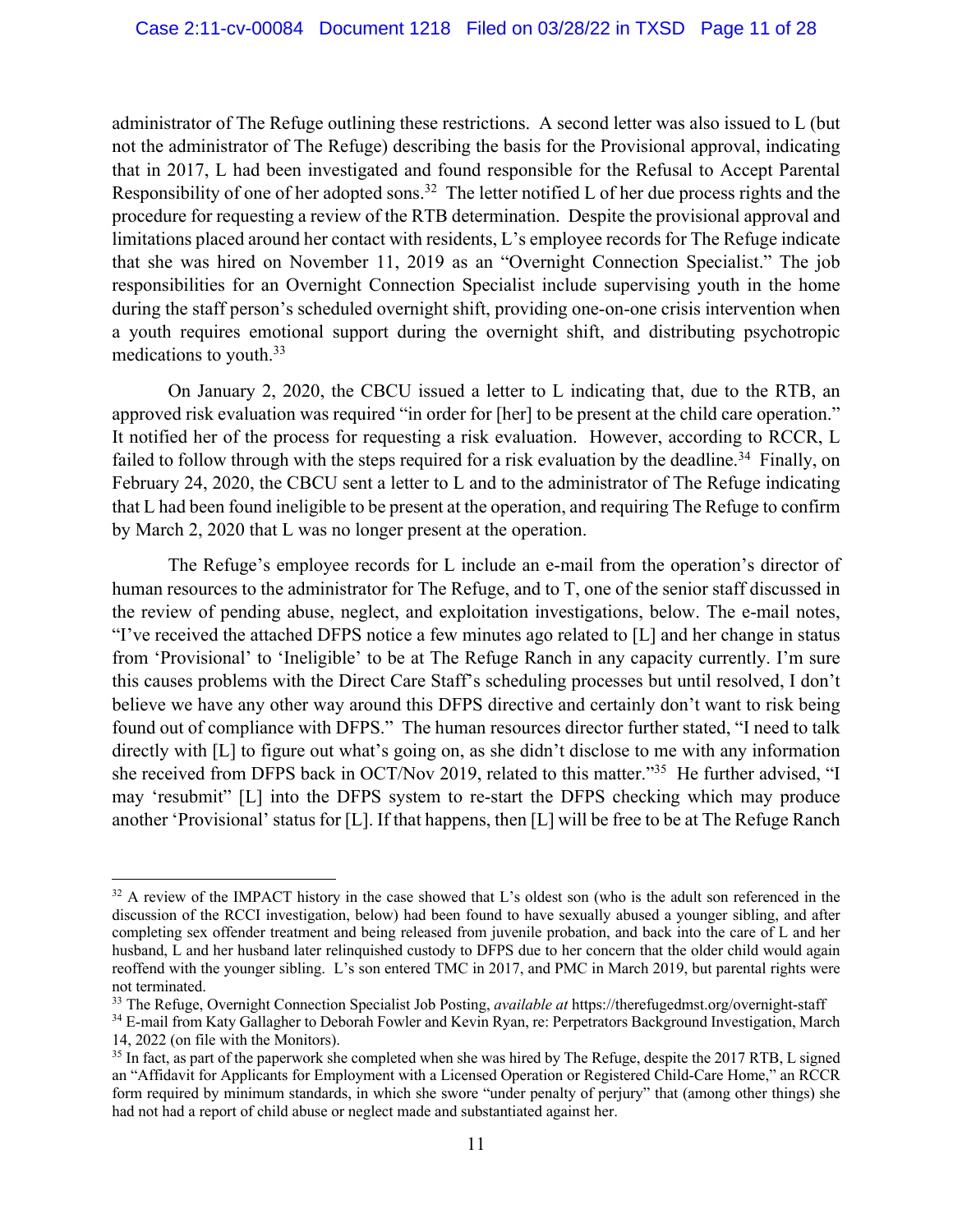administrator of The Refuge outlining these restrictions. A second letter was also issued to L (but not the administrator of The Refuge) describing the basis for the Provisional approval, indicating that in 2017, L had been investigated and found responsible for the Refusal to Accept Parental Responsibility of one of her adopted sons.[32] The letter notified L of her due process rights and the procedure for requesting a review of the RTB determination. Despite the provisional approval and limitations placed around her contact with residents, L's employee records for The Refuge indicate that she was hired on November 11, 2019 as an "Overnight Connection Specialist." The job responsibilities for an Overnight Connection Specialist include supervising youth in the home during the staff person's scheduled overnight shift, providing one-on-one crisis intervention when a youth requires emotional support during the overnight shift, and distributing psychotropic medications to youth.[33]

On January 2, 2020, the CBCU issued a letter to L indicating that, due to the RTB, an approved risk evaluation was required "in order for [her] to be present at the child care operation." It notified her of the process for requesting a risk evaluation. However, according to RCCR, L failed to follow through with the steps required for a risk evaluation by the deadline.[34] Finally, on February 24, 2020, the CBCU sent a letter to L and to the administrator of The Refuge indicating that L had been found ineligible to be present at the operation, and requiring The Refuge to confirm by March 2, 2020 that L was no longer present at the operation.

The Refuge's employee records for L include an e-mail from the operation's director of human resources to the administrator for The Refuge, and to T, one of the senior staff discussed in the review of pending abuse, neglect, and exploitation investigations, below. The e-mail notes, "I've received the attached DFPS notice a few minutes ago related to [L] and her change in status from 'Provisional' to 'Ineligible' to be at The Refuge Ranch in any capacity currently. I'm sure this causes problems with the Direct Care Staff's scheduling processes but until resolved, I don't believe we have any other way around this DFPS directive and certainly don't want to risk being found out of compliance with DFPS." The human resources director further stated, "I need to talk directly with [L] to figure out what's going on, as she didn't disclose to me with any information she received from DFPS back in OCT/Nov 2019, related to this matter."[35] He further advised, "I may 'resubmit' [L] into the DFPS system to re-start the DFPS checking which may produce another 'Provisional' status for [L]. If that happens, then [L] will be free to be at The Refuge Ranch

---

[32] A review of the IMPACT history in the case showed that L's oldest son (who is the adult son referenced in the discussion of the RCCI investigation, below) had been found to have sexually abused a younger sibling, and after completing sex offender treatment and being released from juvenile probation, and back into the care of L and her husband, L and her husband later relinquished custody to DFPS due to her concern that the older child would again reoffend with the younger sibling. L's son entered TMC in 2017, and PMC in March 2019, but parental rights were not terminated.

[33] The Refuge, Overnight Connection Specialist Job Posting, *available at* https://therefugedmst.org/overnight-staff

[34] E-mail from Katy Gallagher to Deborah Fowler and Kevin Ryan, re: Perpetrators Background Investigation, March 14, 2022 (on file with the Monitors).

[35] In fact, as part of the paperwork she completed when she was hired by The Refuge, despite the 2017 RTB, L signed an "Affidavit for Applicants for Employment with a Licensed Operation or Registered Child-Care Home," an RCCR form required by minimum standards, in which she swore "under penalty of perjury" that (among other things) she had not had a report of child abuse or neglect made and substantiated against her.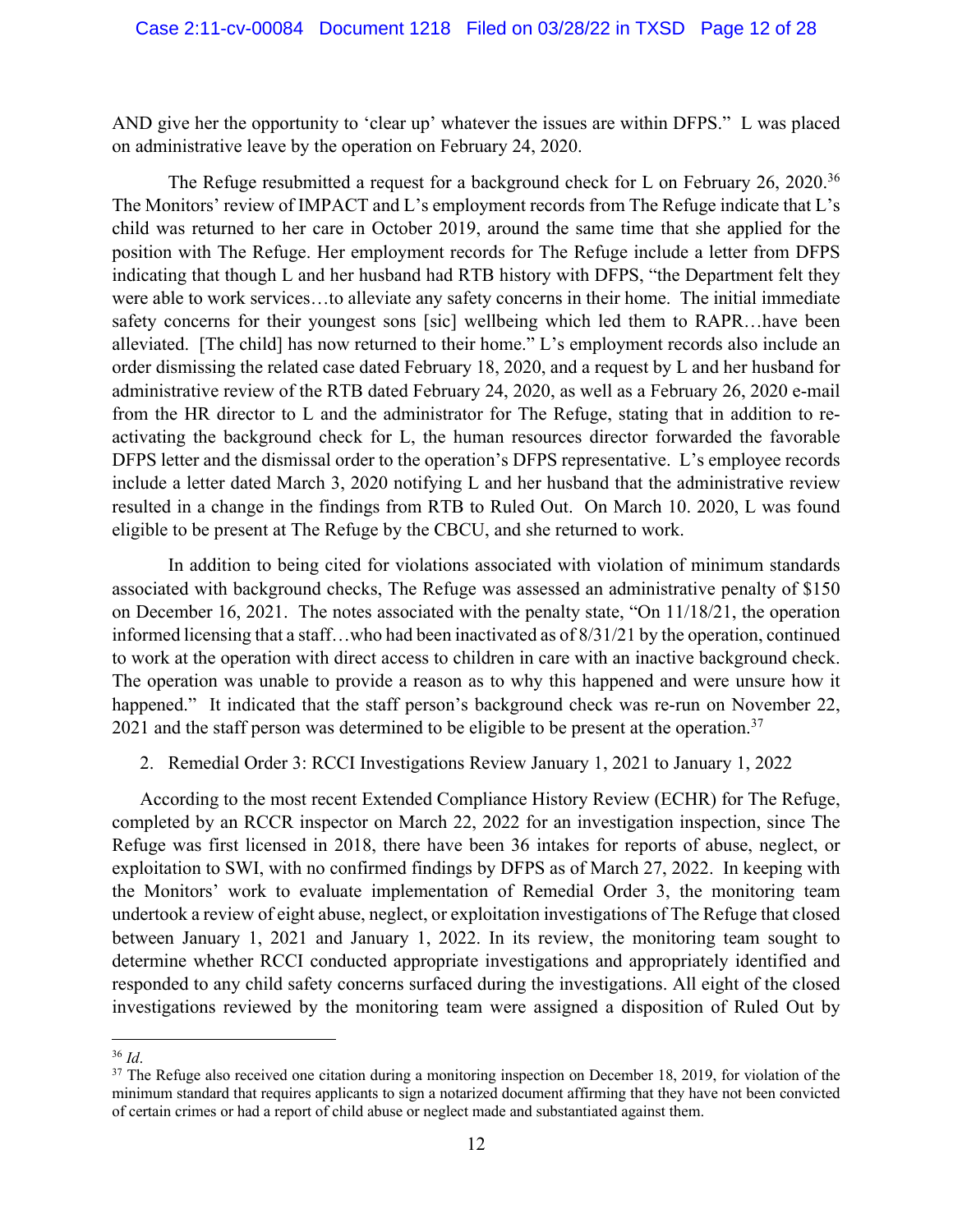AND give her the opportunity to 'clear up' whatever the issues are within DFPS." L was placed on administrative leave by the operation on February 24, 2020.

The Refuge resubmitted a request for a background check for L on February 26, 2020.[36] The Monitors' review of IMPACT and L's employment records from The Refuge indicate that L's child was returned to her care in October 2019, around the same time that she applied for the position with The Refuge. Her employment records for The Refuge include a letter from DFPS indicating that though L and her husband had RTB history with DFPS, "the Department felt they were able to work services…to alleviate any safety concerns in their home. The initial immediate safety concerns for their youngest sons [sic] wellbeing which led them to RAPR…have been alleviated. [The child] has now returned to their home." L's employment records also include an order dismissing the related case dated February 18, 2020, and a request by L and her husband for administrative review of the RTB dated February 24, 2020, as well as a February 26, 2020 e-mail from the HR director to L and the administrator for The Refuge, stating that in addition to re-activating the background check for L, the human resources director forwarded the favorable DFPS letter and the dismissal order to the operation's DFPS representative. L's employee records include a letter dated March 3, 2020 notifying L and her husband that the administrative review resulted in a change in the findings from RTB to Ruled Out. On March 10. 2020, L was found eligible to be present at The Refuge by the CBCU, and she returned to work.

In addition to being cited for violations associated with violation of minimum standards associated with background checks, The Refuge was assessed an administrative penalty of $150 on December 16, 2021. The notes associated with the penalty state, "On 11/18/21, the operation informed licensing that a staff…who had been inactivated as of 8/31/21 by the operation, continued to work at the operation with direct access to children in care with an inactive background check. The operation was unable to provide a reason as to why this happened and were unsure how it happened." It indicated that the staff person's background check was re-run on November 22, 2021 and the staff person was determined to be eligible to be present at the operation.[37]

2. Remedial Order 3: RCCI Investigations Review January 1, 2021 to January 1, 2022

According to the most recent Extended Compliance History Review (ECHR) for The Refuge, completed by an RCCR inspector on March 22, 2022 for an investigation inspection, since The Refuge was first licensed in 2018, there have been 36 intakes for reports of abuse, neglect, or exploitation to SWI, with no confirmed findings by DFPS as of March 27, 2022. In keeping with the Monitors' work to evaluate implementation of Remedial Order 3, the monitoring team undertook a review of eight abuse, neglect, or exploitation investigations of The Refuge that closed between January 1, 2021 and January 1, 2022. In its review, the monitoring team sought to determine whether RCCI conducted appropriate investigations and appropriately identified and responded to any child safety concerns surfaced during the investigations. All eight of the closed investigations reviewed by the monitoring team were assigned a disposition of Ruled Out by

---

[36] *Id*.

[37] The Refuge also received one citation during a monitoring inspection on December 18, 2019, for violation of the minimum standard that requires applicants to sign a notarized document affirming that they have not been convicted of certain crimes or had a report of child abuse or neglect made and substantiated against them.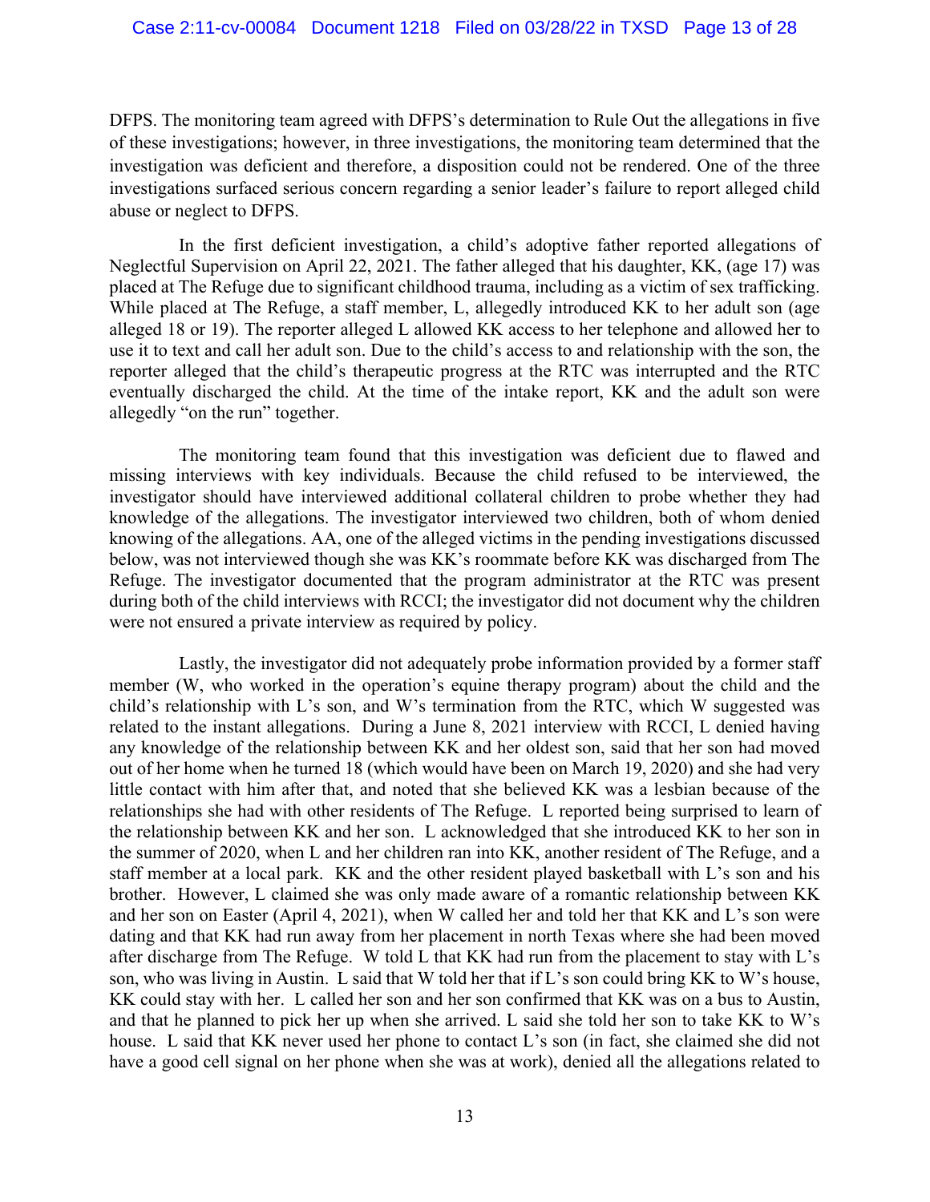DFPS. The monitoring team agreed with DFPS's determination to Rule Out the allegations in five of these investigations; however, in three investigations, the monitoring team determined that the investigation was deficient and therefore, a disposition could not be rendered. One of the three investigations surfaced serious concern regarding a senior leader's failure to report alleged child abuse or neglect to DFPS.

In the first deficient investigation, a child's adoptive father reported allegations of Neglectful Supervision on April 22, 2021. The father alleged that his daughter, KK, (age 17) was placed at The Refuge due to significant childhood trauma, including as a victim of sex trafficking. While placed at The Refuge, a staff member, L, allegedly introduced KK to her adult son (age alleged 18 or 19). The reporter alleged L allowed KK access to her telephone and allowed her to use it to text and call her adult son. Due to the child's access to and relationship with the son, the reporter alleged that the child's therapeutic progress at the RTC was interrupted and the RTC eventually discharged the child. At the time of the intake report, KK and the adult son were allegedly "on the run" together.

The monitoring team found that this investigation was deficient due to flawed and missing interviews with key individuals. Because the child refused to be interviewed, the investigator should have interviewed additional collateral children to probe whether they had knowledge of the allegations. The investigator interviewed two children, both of whom denied knowing of the allegations. AA, one of the alleged victims in the pending investigations discussed below, was not interviewed though she was KK's roommate before KK was discharged from The Refuge. The investigator documented that the program administrator at the RTC was present during both of the child interviews with RCCI; the investigator did not document why the children were not ensured a private interview as required by policy.

Lastly, the investigator did not adequately probe information provided by a former staff member (W, who worked in the operation's equine therapy program) about the child and the child's relationship with L's son, and W's termination from the RTC, which W suggested was related to the instant allegations. During a June 8, 2021 interview with RCCI, L denied having any knowledge of the relationship between KK and her oldest son, said that her son had moved out of her home when he turned 18 (which would have been on March 19, 2020) and she had very little contact with him after that, and noted that she believed KK was a lesbian because of the relationships she had with other residents of The Refuge. L reported being surprised to learn of the relationship between KK and her son. L acknowledged that she introduced KK to her son in the summer of 2020, when L and her children ran into KK, another resident of The Refuge, and a staff member at a local park. KK and the other resident played basketball with L's son and his brother. However, L claimed she was only made aware of a romantic relationship between KK and her son on Easter (April 4, 2021), when W called her and told her that KK and L's son were dating and that KK had run away from her placement in north Texas where she had been moved after discharge from The Refuge. W told L that KK had run from the placement to stay with L's son, who was living in Austin. L said that W told her that if L's son could bring KK to W's house, KK could stay with her. L called her son and her son confirmed that KK was on a bus to Austin, and that he planned to pick her up when she arrived. L said she told her son to take KK to W's house. L said that KK never used her phone to contact L's son (in fact, she claimed she did not have a good cell signal on her phone when she was at work), denied all the allegations related to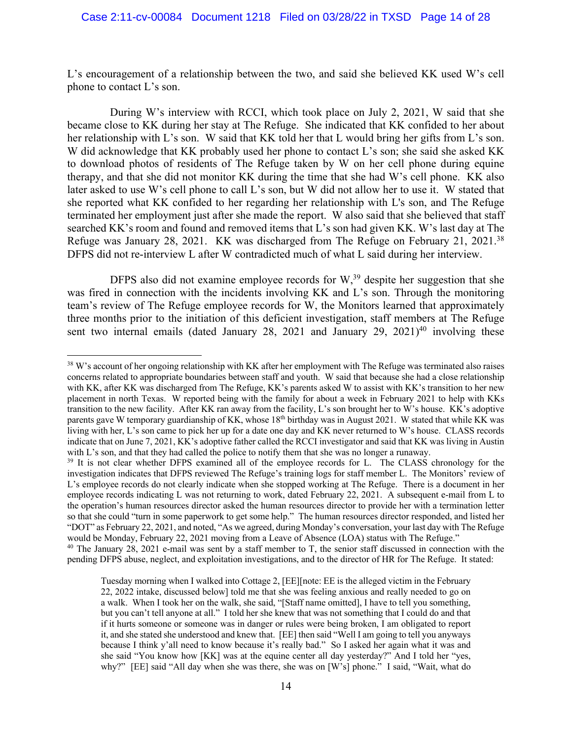L's encouragement of a relationship between the two, and said she believed KK used W's cell phone to contact L's son.

During W's interview with RCCI, which took place on July 2, 2021, W said that she became close to KK during her stay at The Refuge. She indicated that KK confided to her about her relationship with L's son. W said that KK told her that L would bring her gifts from L's son. W did acknowledge that KK probably used her phone to contact L's son; she said she asked KK to download photos of residents of The Refuge taken by W on her cell phone during equine therapy, and that she did not monitor KK during the time that she had W's cell phone. KK also later asked to use W's cell phone to call L's son, but W did not allow her to use it. W stated that she reported what KK confided to her regarding her relationship with L's son, and The Refuge terminated her employment just after she made the report. W also said that she believed that staff searched KK's room and found and removed items that L's son had given KK. W's last day at The Refuge was January 28, 2021. KK was discharged from The Refuge on February 21, 2021.[38] DFPS did not re-interview L after W contradicted much of what L said during her interview.

DFPS also did not examine employee records for W,[39] despite her suggestion that she was fired in connection with the incidents involving KK and L's son. Through the monitoring team's review of The Refuge employee records for W, the Monitors learned that approximately three months prior to the initiation of this deficient investigation, staff members at The Refuge sent two internal emails (dated January 28, 2021 and January 29, 2021)[40] involving these

---

[38] W's account of her ongoing relationship with KK after her employment with The Refuge was terminated also raises concerns related to appropriate boundaries between staff and youth. W said that because she had a close relationship with KK, after KK was discharged from The Refuge, KK's parents asked W to assist with KK's transition to her new placement in north Texas. W reported being with the family for about a week in February 2021 to help with KKs transition to the new facility. After KK ran away from the facility, L's son brought her to W's house. KK's adoptive parents gave W temporary guardianship of KK, whose 18th birthday was in August 2021. W stated that while KK was living with her, L's son came to pick her up for a date one day and KK never returned to W's house. CLASS records indicate that on June 7, 2021, KK's adoptive father called the RCCI investigator and said that KK was living in Austin with L's son, and that they had called the police to notify them that she was no longer a runaway.

[39] It is not clear whether DFPS examined all of the employee records for L. The CLASS chronology for the investigation indicates that DFPS reviewed The Refuge's training logs for staff member L. The Monitors' review of L's employee records do not clearly indicate when she stopped working at The Refuge. There is a document in her employee records indicating L was not returning to work, dated February 22, 2021. A subsequent e-mail from L to the operation's human resources director asked the human resources director to provide her with a termination letter so that she could "turn in some paperwork to get some help." The human resources director responded, and listed her "DOT" as February 22, 2021, and noted, "As we agreed, during Monday's conversation, your last day with The Refuge would be Monday, February 22, 2021 moving from a Leave of Absence (LOA) status with The Refuge."

[40] The January 28, 2021 e-mail was sent by a staff member to T, the senior staff discussed in connection with the pending DFPS abuse, neglect, and exploitation investigations, and to the director of HR for The Refuge. It stated:

> Tuesday morning when I walked into Cottage 2, [EE][note: EE is the alleged victim in the February 22, 2022 intake, discussed below] told me that she was feeling anxious and really needed to go on a walk. When I took her on the walk, she said, "[Staff name omitted], I have to tell you something, but you can't tell anyone at all." I told her she knew that was not something that I could do and that if it hurts someone or someone was in danger or rules were being broken, I am obligated to report it, and she stated she understood and knew that. [EE] then said "Well I am going to tell you anyways because I think y'all need to know because it's really bad." So I asked her again what it was and she said "You know how [KK] was at the equine center all day yesterday?" And I told her "yes, why?" [EE] said "All day when she was there, she was on [W's] phone." I said, "Wait, what do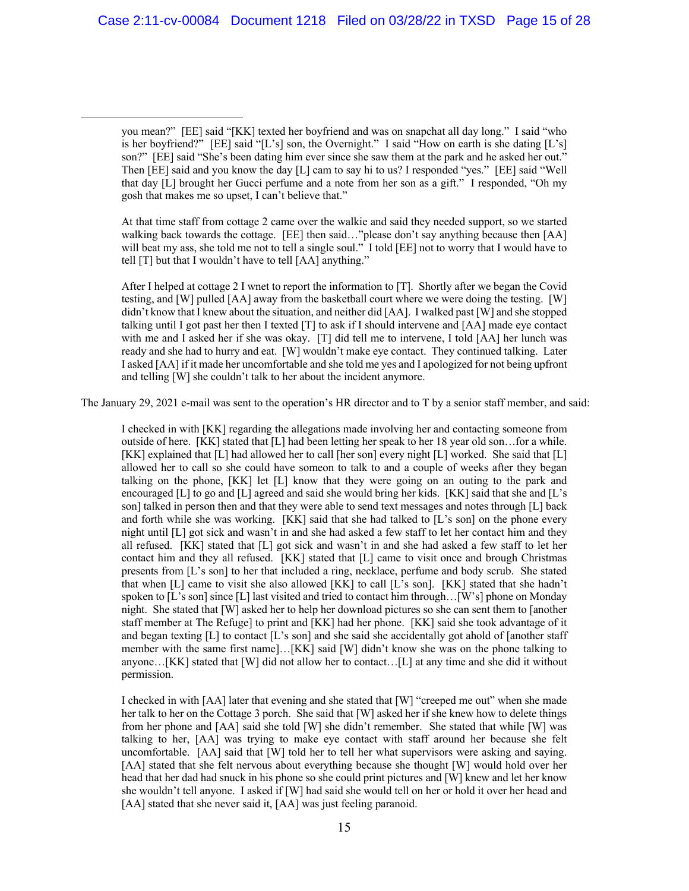> you mean?" [EE] said "[KK] texted her boyfriend and was on snapchat all day long." I said "who is her boyfriend?" [EE] said "[L's] son, the Overnight." I said "How on earth is she dating [L's] son?" [EE] said "She's been dating him ever since she saw them at the park and he asked her out." Then [EE] said and you know the day [L] cam to say hi to us? I responded "yes." [EE] said "Well that day [L] brought her Gucci perfume and a note from her son as a gift." I responded, "Oh my gosh that makes me so upset, I can't believe that."
>
> At that time staff from cottage 2 came over the walkie and said they needed support, so we started walking back towards the cottage. [EE] then said…"please don't say anything because then [AA] will beat my ass, she told me not to tell a single soul." I told [EE] not to worry that I would have to tell [T] but that I wouldn't have to tell [AA] anything."
>
> After I helped at cottage 2 I wnet to report the information to [T]. Shortly after we began the Covid testing, and [W] pulled [AA] away from the basketball court where we were doing the testing. [W] didn't know that I knew about the situation, and neither did [AA]. I walked past [W] and she stopped talking until I got past her then I texted [T] to ask if I should intervene and [AA] made eye contact with me and I asked her if she was okay. [T] did tell me to intervene, I told [AA] her lunch was ready and she had to hurry and eat. [W] wouldn't make eye contact. They continued talking. Later I asked [AA] if it made her uncomfortable and she told me yes and I apologized for not being upfront and telling [W] she couldn't talk to her about the incident anymore.

The January 29, 2021 e-mail was sent to the operation's HR director and to T by a senior staff member, and said:

> I checked in with [KK] regarding the allegations made involving her and contacting someone from outside of here. [KK] stated that [L] had been letting her speak to her 18 year old son…for a while. [KK] explained that [L] had allowed her to call [her son] every night [L] worked. She said that [L] allowed her to call so she could have someon to talk to and a couple of weeks after they began talking on the phone, [KK] let [L] know that they were going on an outing to the park and encouraged [L] to go and [L] agreed and said she would bring her kids. [KK] said that she and [L's son] talked in person then and that they were able to send text messages and notes through [L] back and forth while she was working. [KK] said that she had talked to [L's son] on the phone every night until [L] got sick and wasn't in and she had asked a few staff to let her contact him and they all refused. [KK] stated that [L] got sick and wasn't in and she had asked a few staff to let her contact him and they all refused. [KK] stated that [L] came to visit once and brough Christmas presents from [L's son] to her that included a ring, necklace, perfume and body scrub. She stated that when [L] came to visit she also allowed [KK] to call [L's son]. [KK] stated that she hadn't spoken to [L's son] since [L] last visited and tried to contact him through…[W's] phone on Monday night. She stated that [W] asked her to help her download pictures so she can sent them to [another staff member at The Refuge] to print and [KK] had her phone. [KK] said she took advantage of it and began texting [L] to contact [L's son] and she said she accidentally got ahold of [another staff member with the same first name]…[KK] said [W] didn't know she was on the phone talking to anyone…[KK] stated that [W] did not allow her to contact…[L] at any time and she did it without permission.
>
> I checked in with [AA] later that evening and she stated that [W] "creeped me out" when she made her talk to her on the Cottage 3 porch. She said that [W] asked her if she knew how to delete things from her phone and [AA] said she told [W] she didn't remember. She stated that while [W] was talking to her, [AA] was trying to make eye contact with staff around her because she felt uncomfortable. [AA] said that [W] told her to tell her what supervisors were asking and saying. [AA] stated that she felt nervous about everything because she thought [W] would hold over her head that her dad had snuck in his phone so she could print pictures and [W] knew and let her know she wouldn't tell anyone. I asked if [W] had said she would tell on her or hold it over her head and [AA] stated that she never said it, [AA] was just feeling paranoid.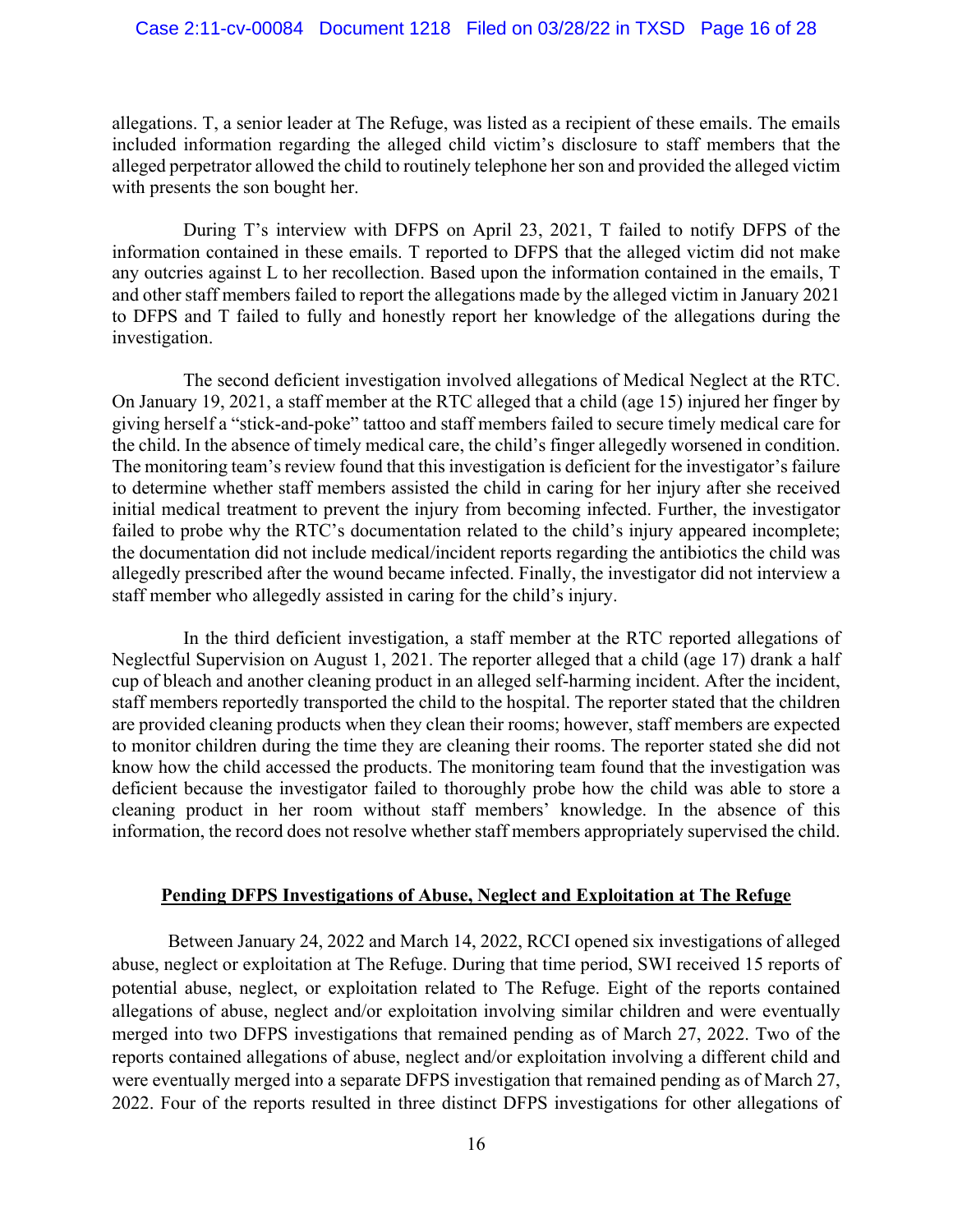allegations. T, a senior leader at The Refuge, was listed as a recipient of these emails. The emails included information regarding the alleged child victim's disclosure to staff members that the alleged perpetrator allowed the child to routinely telephone her son and provided the alleged victim with presents the son bought her.

During T's interview with DFPS on April 23, 2021, T failed to notify DFPS of the information contained in these emails. T reported to DFPS that the alleged victim did not make any outcries against L to her recollection. Based upon the information contained in the emails, T and other staff members failed to report the allegations made by the alleged victim in January 2021 to DFPS and T failed to fully and honestly report her knowledge of the allegations during the investigation.

The second deficient investigation involved allegations of Medical Neglect at the RTC. On January 19, 2021, a staff member at the RTC alleged that a child (age 15) injured her finger by giving herself a "stick-and-poke" tattoo and staff members failed to secure timely medical care for the child. In the absence of timely medical care, the child's finger allegedly worsened in condition. The monitoring team's review found that this investigation is deficient for the investigator's failure to determine whether staff members assisted the child in caring for her injury after she received initial medical treatment to prevent the injury from becoming infected. Further, the investigator failed to probe why the RTC's documentation related to the child's injury appeared incomplete; the documentation did not include medical/incident reports regarding the antibiotics the child was allegedly prescribed after the wound became infected. Finally, the investigator did not interview a staff member who allegedly assisted in caring for the child's injury.

In the third deficient investigation, a staff member at the RTC reported allegations of Neglectful Supervision on August 1, 2021. The reporter alleged that a child (age 17) drank a half cup of bleach and another cleaning product in an alleged self-harming incident. After the incident, staff members reportedly transported the child to the hospital. The reporter stated that the children are provided cleaning products when they clean their rooms; however, staff members are expected to monitor children during the time they are cleaning their rooms. The reporter stated she did not know how the child accessed the products. The monitoring team found that the investigation was deficient because the investigator failed to thoroughly probe how the child was able to store a cleaning product in her room without staff members' knowledge. In the absence of this information, the record does not resolve whether staff members appropriately supervised the child.

**Pending DFPS Investigations of Abuse, Neglect and Exploitation at The Refuge**

Between January 24, 2022 and March 14, 2022, RCCI opened six investigations of alleged abuse, neglect or exploitation at The Refuge. During that time period, SWI received 15 reports of potential abuse, neglect, or exploitation related to The Refuge. Eight of the reports contained allegations of abuse, neglect and/or exploitation involving similar children and were eventually merged into two DFPS investigations that remained pending as of March 27, 2022. Two of the reports contained allegations of abuse, neglect and/or exploitation involving a different child and were eventually merged into a separate DFPS investigation that remained pending as of March 27, 2022. Four of the reports resulted in three distinct DFPS investigations for other allegations of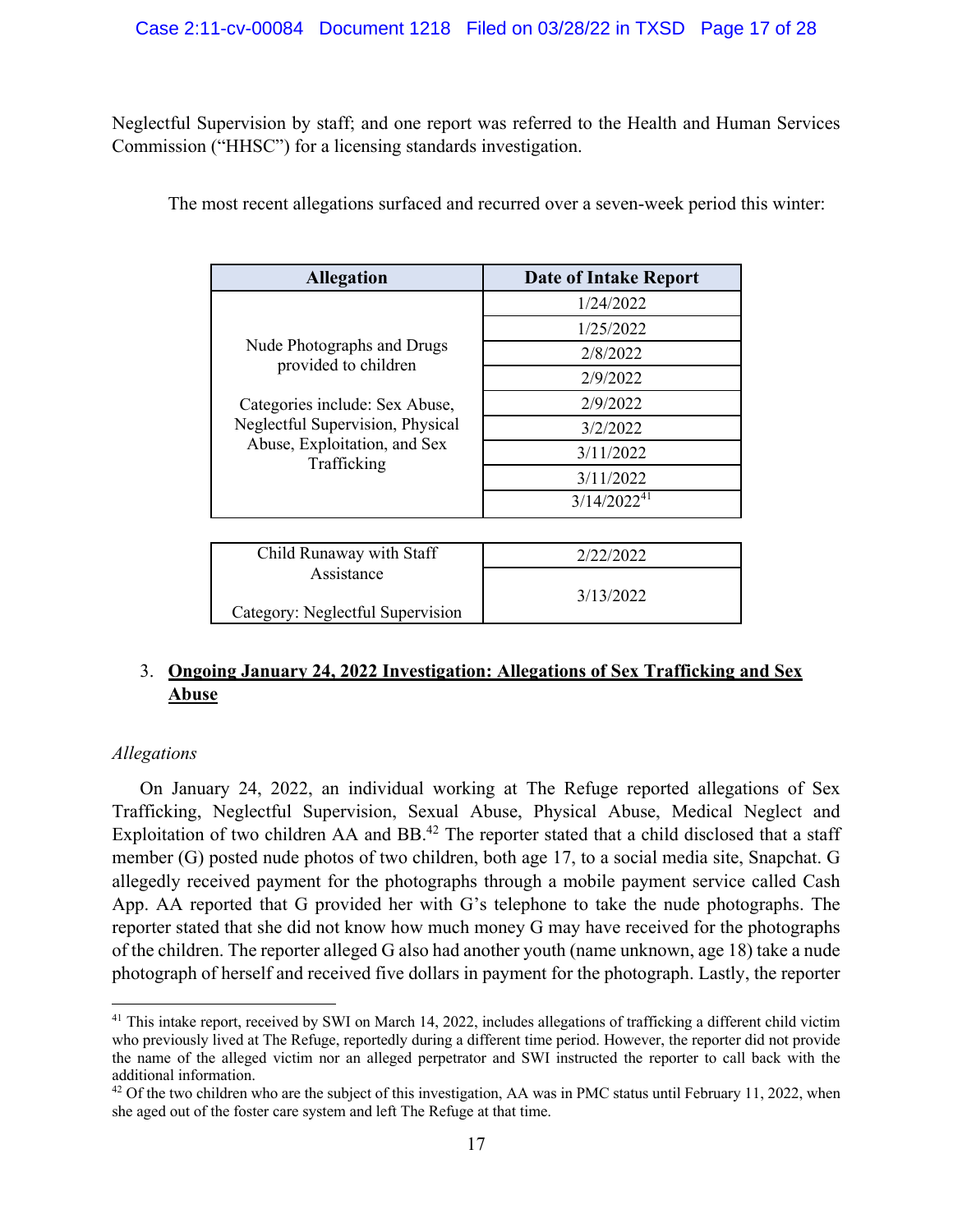Neglectful Supervision by staff; and one report was referred to the Health and Human Services Commission ("HHSC") for a licensing standards investigation.

The most recent allegations surfaced and recurred over a seven-week period this winter:

| Allegation | Date of Intake Report |
|---|---|
| Nude Photographs and Drugs provided to children<br><br>Categories include: Sex Abuse, Neglectful Supervision, Physical Abuse, Exploitation, and Sex Trafficking | 1/24/2022 |
| | 1/25/2022 |
| | 2/8/2022 |
| | 2/9/2022 |
| | 2/9/2022 |
| | 3/2/2022 |
| | 3/11/2022 |
| | 3/11/2022 |
| | 3/14/2022[41] |

| Allegation | Date of Intake Report |
|---|---|
| Child Runaway with Staff Assistance<br><br>Category: Neglectful Supervision | 2/22/2022 |
| | 3/13/2022 |

3. **Ongoing January 24, 2022 Investigation: Allegations of Sex Trafficking and Sex Abuse**

*Allegations*

On January 24, 2022, an individual working at The Refuge reported allegations of Sex Trafficking, Neglectful Supervision, Sexual Abuse, Physical Abuse, Medical Neglect and Exploitation of two children AA and BB.[42] The reporter stated that a child disclosed that a staff member (G) posted nude photos of two children, both age 17, to a social media site, Snapchat. G allegedly received payment for the photographs through a mobile payment service called Cash App. AA reported that G provided her with G's telephone to take the nude photographs. The reporter stated that she did not know how much money G may have received for the photographs of the children. The reporter alleged G also had another youth (name unknown, age 18) take a nude photograph of herself and received five dollars in payment for the photograph. Lastly, the reporter

[41] This intake report, received by SWI on March 14, 2022, includes allegations of trafficking a different child victim who previously lived at The Refuge, reportedly during a different time period. However, the reporter did not provide the name of the alleged victim nor an alleged perpetrator and SWI instructed the reporter to call back with the additional information.

[42] Of the two children who are the subject of this investigation, AA was in PMC status until February 11, 2022, when she aged out of the foster care system and left The Refuge at that time.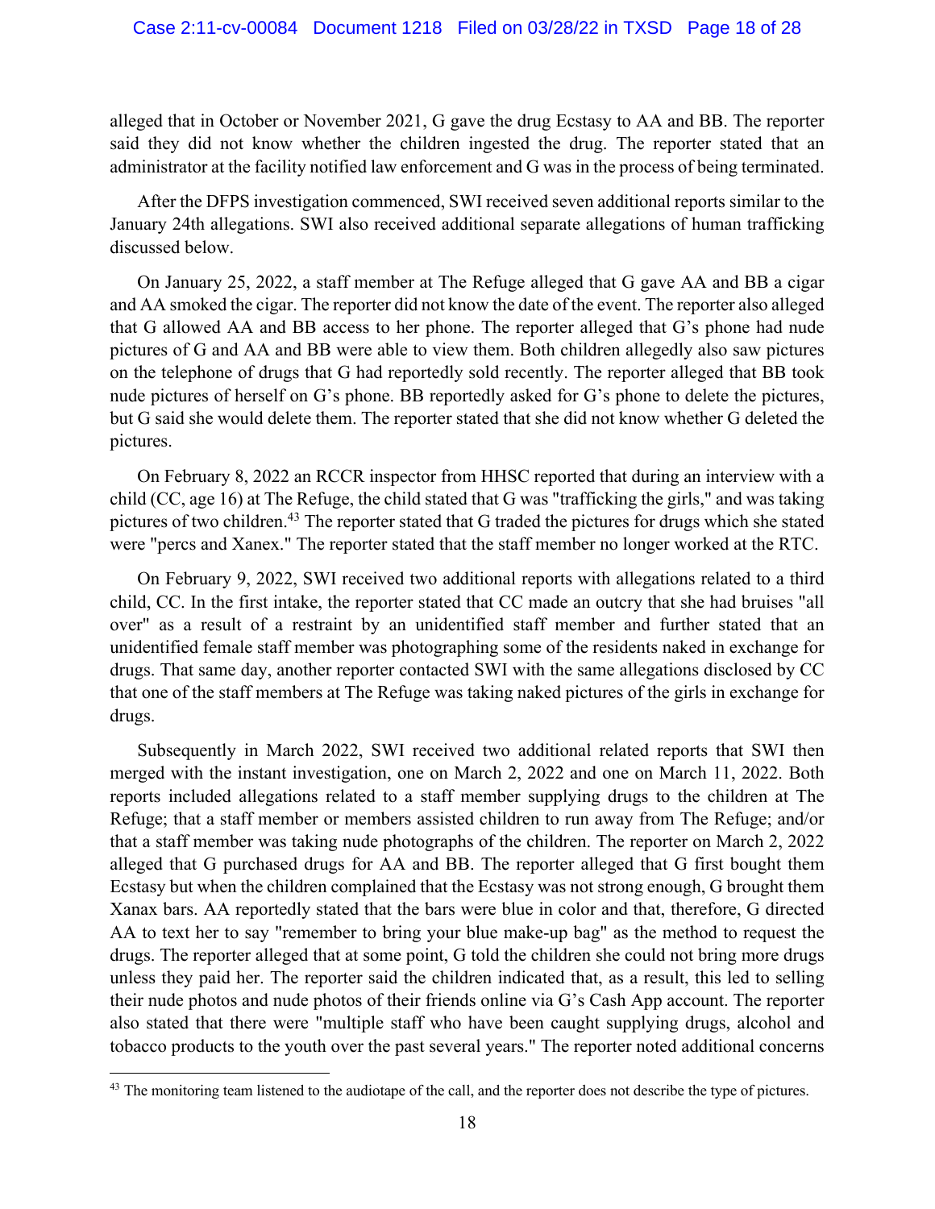alleged that in October or November 2021, G gave the drug Ecstasy to AA and BB. The reporter said they did not know whether the children ingested the drug. The reporter stated that an administrator at the facility notified law enforcement and G was in the process of being terminated.

After the DFPS investigation commenced, SWI received seven additional reports similar to the January 24th allegations. SWI also received additional separate allegations of human trafficking discussed below.

On January 25, 2022, a staff member at The Refuge alleged that G gave AA and BB a cigar and AA smoked the cigar. The reporter did not know the date of the event. The reporter also alleged that G allowed AA and BB access to her phone. The reporter alleged that G's phone had nude pictures of G and AA and BB were able to view them. Both children allegedly also saw pictures on the telephone of drugs that G had reportedly sold recently. The reporter alleged that BB took nude pictures of herself on G's phone. BB reportedly asked for G's phone to delete the pictures, but G said she would delete them. The reporter stated that she did not know whether G deleted the pictures.

On February 8, 2022 an RCCR inspector from HHSC reported that during an interview with a child (CC, age 16) at The Refuge, the child stated that G was "trafficking the girls," and was taking pictures of two children.[43] The reporter stated that G traded the pictures for drugs which she stated were "percs and Xanex." The reporter stated that the staff member no longer worked at the RTC.

On February 9, 2022, SWI received two additional reports with allegations related to a third child, CC. In the first intake, the reporter stated that CC made an outcry that she had bruises "all over" as a result of a restraint by an unidentified staff member and further stated that an unidentified female staff member was photographing some of the residents naked in exchange for drugs. That same day, another reporter contacted SWI with the same allegations disclosed by CC that one of the staff members at The Refuge was taking naked pictures of the girls in exchange for drugs.

Subsequently in March 2022, SWI received two additional related reports that SWI then merged with the instant investigation, one on March 2, 2022 and one on March 11, 2022. Both reports included allegations related to a staff member supplying drugs to the children at The Refuge; that a staff member or members assisted children to run away from The Refuge; and/or that a staff member was taking nude photographs of the children. The reporter on March 2, 2022 alleged that G purchased drugs for AA and BB. The reporter alleged that G first bought them Ecstasy but when the children complained that the Ecstasy was not strong enough, G brought them Xanax bars. AA reportedly stated that the bars were blue in color and that, therefore, G directed AA to text her to say "remember to bring your blue make-up bag" as the method to request the drugs. The reporter alleged that at some point, G told the children she could not bring more drugs unless they paid her. The reporter said the children indicated that, as a result, this led to selling their nude photos and nude photos of their friends online via G's Cash App account. The reporter also stated that there were "multiple staff who have been caught supplying drugs, alcohol and tobacco products to the youth over the past several years." The reporter noted additional concerns

---

[43] The monitoring team listened to the audiotape of the call, and the reporter does not describe the type of pictures.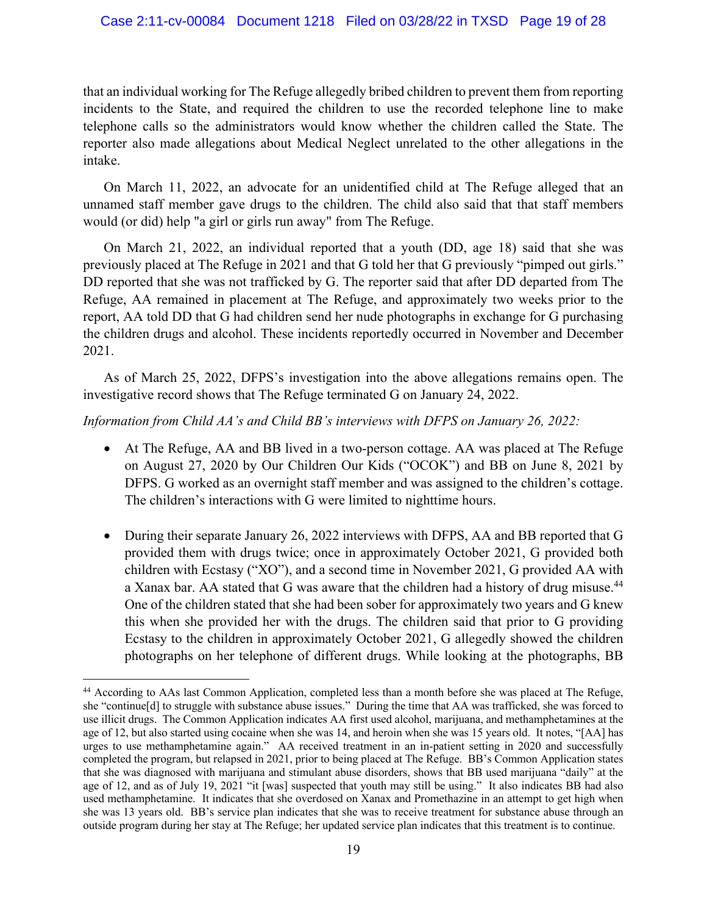that an individual working for The Refuge allegedly bribed children to prevent them from reporting incidents to the State, and required the children to use the recorded telephone line to make telephone calls so the administrators would know whether the children called the State. The reporter also made allegations about Medical Neglect unrelated to the other allegations in the intake.

On March 11, 2022, an advocate for an unidentified child at The Refuge alleged that an unnamed staff member gave drugs to the children. The child also said that that staff members would (or did) help "a girl or girls run away" from The Refuge.

On March 21, 2022, an individual reported that a youth (DD, age 18) said that she was previously placed at The Refuge in 2021 and that G told her that G previously "pimped out girls." DD reported that she was not trafficked by G. The reporter said that after DD departed from The Refuge, AA remained in placement at The Refuge, and approximately two weeks prior to the report, AA told DD that G had children send her nude photographs in exchange for G purchasing the children drugs and alcohol. These incidents reportedly occurred in November and December 2021.

As of March 25, 2022, DFPS's investigation into the above allegations remains open. The investigative record shows that The Refuge terminated G on January 24, 2022.

*Information from Child AA's and Child BB's interviews with DFPS on January 26, 2022:*

- At The Refuge, AA and BB lived in a two-person cottage. AA was placed at The Refuge on August 27, 2020 by Our Children Our Kids ("OCOK") and BB on June 8, 2021 by DFPS. G worked as an overnight staff member and was assigned to the children's cottage. The children's interactions with G were limited to nighttime hours.

- During their separate January 26, 2022 interviews with DFPS, AA and BB reported that G provided them with drugs twice; once in approximately October 2021, G provided both children with Ecstasy ("XO"), and a second time in November 2021, G provided AA with a Xanax bar. AA stated that G was aware that the children had a history of drug misuse.[44] One of the children stated that she had been sober for approximately two years and G knew this when she provided her with the drugs. The children said that prior to G providing Ecstasy to the children in approximately October 2021, G allegedly showed the children photographs on her telephone of different drugs. While looking at the photographs, BB

---

[44] According to AAs last Common Application, completed less than a month before she was placed at The Refuge, she "continue[d] to struggle with substance abuse issues." During the time that AA was trafficked, she was forced to use illicit drugs. The Common Application indicates AA first used alcohol, marijuana, and methamphetamines at the age of 12, but also started using cocaine when she was 14, and heroin when she was 15 years old. It notes, "[AA] has urges to use methamphetamine again." AA received treatment in an in-patient setting in 2020 and successfully completed the program, but relapsed in 2021, prior to being placed at The Refuge. BB's Common Application states that she was diagnosed with marijuana and stimulant abuse disorders, shows that BB used marijuana "daily" at the age of 12, and as of July 19, 2021 "it [was] suspected that youth may still be using." It also indicates BB had also used methamphetamine. It indicates that she overdosed on Xanax and Promethazine in an attempt to get high when she was 13 years old. BB's service plan indicates that she was to receive treatment for substance abuse through an outside program during her stay at The Refuge; her updated service plan indicates that this treatment is to continue.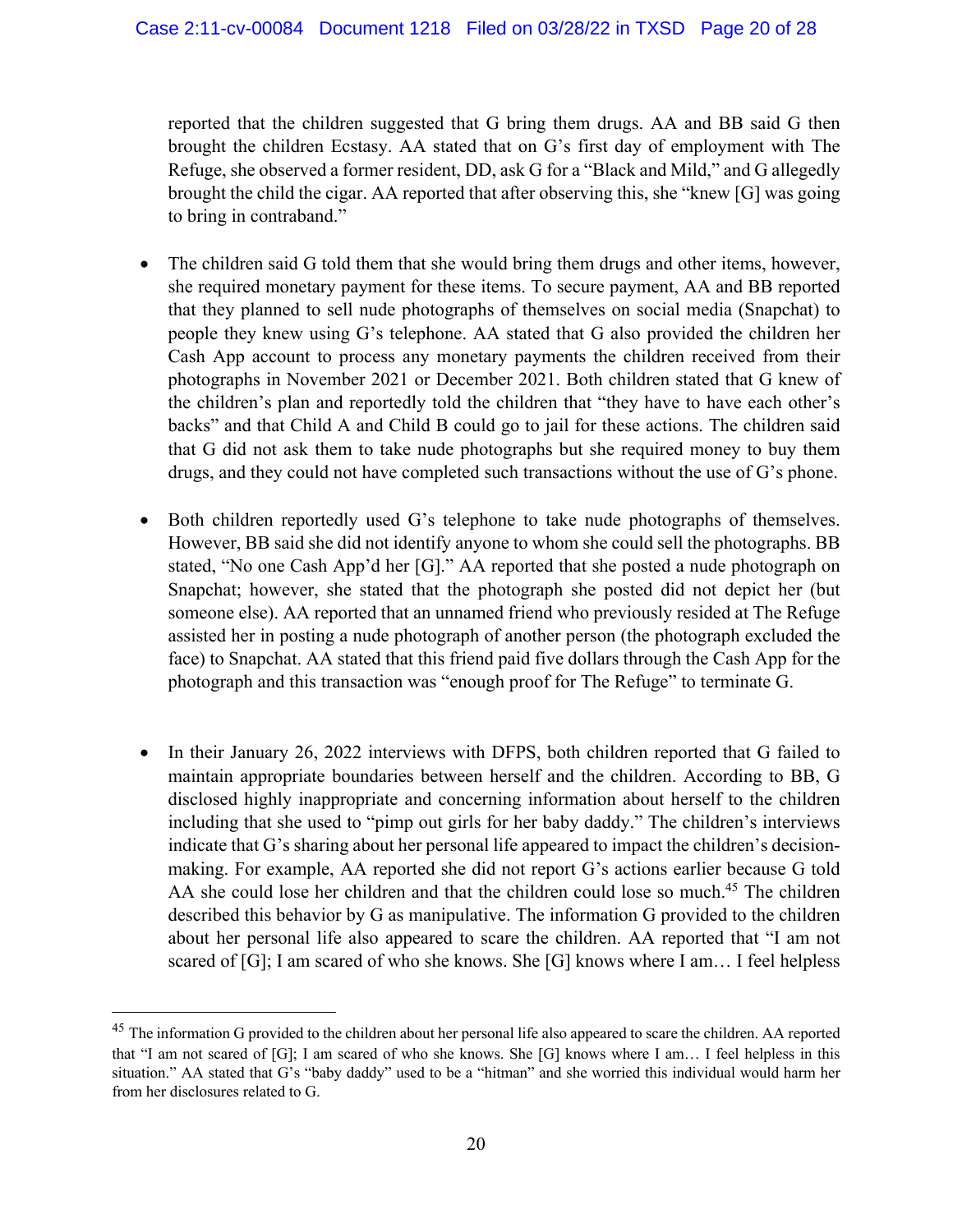reported that the children suggested that G bring them drugs. AA and BB said G then brought the children Ecstasy. AA stated that on G's first day of employment with The Refuge, she observed a former resident, DD, ask G for a "Black and Mild," and G allegedly brought the child the cigar. AA reported that after observing this, she "knew [G] was going to bring in contraband."

- The children said G told them that she would bring them drugs and other items, however, she required monetary payment for these items. To secure payment, AA and BB reported that they planned to sell nude photographs of themselves on social media (Snapchat) to people they knew using G's telephone. AA stated that G also provided the children her Cash App account to process any monetary payments the children received from their photographs in November 2021 or December 2021. Both children stated that G knew of the children's plan and reportedly told the children that "they have to have each other's backs" and that Child A and Child B could go to jail for these actions. The children said that G did not ask them to take nude photographs but she required money to buy them drugs, and they could not have completed such transactions without the use of G's phone.

- Both children reportedly used G's telephone to take nude photographs of themselves. However, BB said she did not identify anyone to whom she could sell the photographs. BB stated, "No one Cash App'd her [G]." AA reported that she posted a nude photograph on Snapchat; however, she stated that the photograph she posted did not depict her (but someone else). AA reported that an unnamed friend who previously resided at The Refuge assisted her in posting a nude photograph of another person (the photograph excluded the face) to Snapchat. AA stated that this friend paid five dollars through the Cash App for the photograph and this transaction was "enough proof for The Refuge" to terminate G.

- In their January 26, 2022 interviews with DFPS, both children reported that G failed to maintain appropriate boundaries between herself and the children. According to BB, G disclosed highly inappropriate and concerning information about herself to the children including that she used to "pimp out girls for her baby daddy." The children's interviews indicate that G's sharing about her personal life appeared to impact the children's decision-making. For example, AA reported she did not report G's actions earlier because G told AA she could lose her children and that the children could lose so much.[45] The children described this behavior by G as manipulative. The information G provided to the children about her personal life also appeared to scare the children. AA reported that "I am not scared of [G]; I am scared of who she knows. She [G] knows where I am… I feel helpless

---

[45] The information G provided to the children about her personal life also appeared to scare the children. AA reported that "I am not scared of [G]; I am scared of who she knows. She [G] knows where I am… I feel helpless in this situation." AA stated that G's "baby daddy" used to be a "hitman" and she worried this individual would harm her from her disclosures related to G.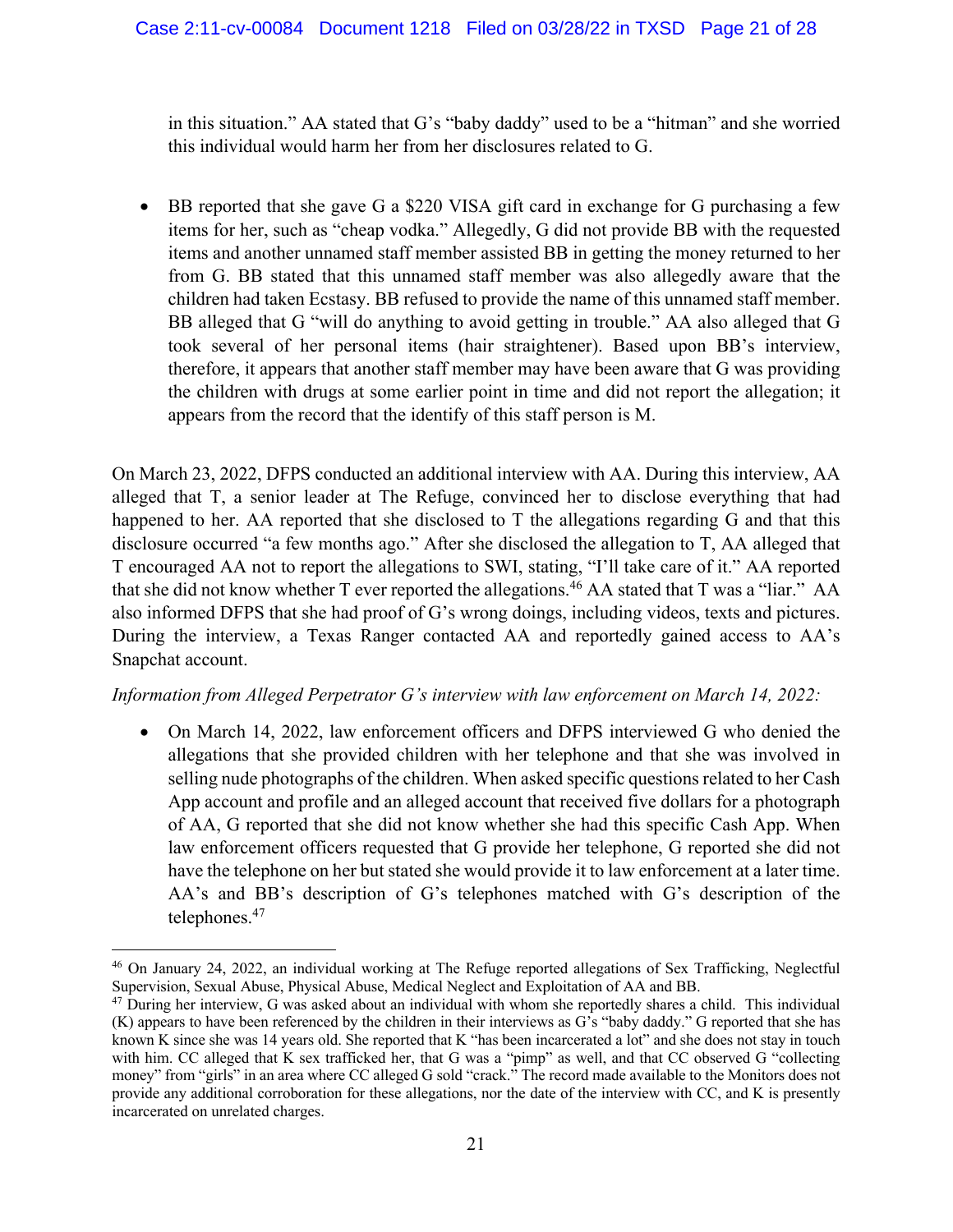in this situation." AA stated that G's "baby daddy" used to be a "hitman" and she worried this individual would harm her from her disclosures related to G.

- BB reported that she gave G a $220 VISA gift card in exchange for G purchasing a few items for her, such as "cheap vodka." Allegedly, G did not provide BB with the requested items and another unnamed staff member assisted BB in getting the money returned to her from G. BB stated that this unnamed staff member was also allegedly aware that the children had taken Ecstasy. BB refused to provide the name of this unnamed staff member. BB alleged that G "will do anything to avoid getting in trouble." AA also alleged that G took several of her personal items (hair straightener). Based upon BB's interview, therefore, it appears that another staff member may have been aware that G was providing the children with drugs at some earlier point in time and did not report the allegation; it appears from the record that the identify of this staff person is M.

On March 23, 2022, DFPS conducted an additional interview with AA. During this interview, AA alleged that T, a senior leader at The Refuge, convinced her to disclose everything that had happened to her. AA reported that she disclosed to T the allegations regarding G and that this disclosure occurred "a few months ago." After she disclosed the allegation to T, AA alleged that T encouraged AA not to report the allegations to SWI, stating, "I'll take care of it." AA reported that she did not know whether T ever reported the allegations.[46] AA stated that T was a "liar." AA also informed DFPS that she had proof of G's wrong doings, including videos, texts and pictures. During the interview, a Texas Ranger contacted AA and reportedly gained access to AA's Snapchat account.

*Information from Alleged Perpetrator G's interview with law enforcement on March 14, 2022:*

- On March 14, 2022, law enforcement officers and DFPS interviewed G who denied the allegations that she provided children with her telephone and that she was involved in selling nude photographs of the children. When asked specific questions related to her Cash App account and profile and an alleged account that received five dollars for a photograph of AA, G reported that she did not know whether she had this specific Cash App. When law enforcement officers requested that G provide her telephone, G reported she did not have the telephone on her but stated she would provide it to law enforcement at a later time. AA's and BB's description of G's telephones matched with G's description of the telephones.[47]

---

[46] On January 24, 2022, an individual working at The Refuge reported allegations of Sex Trafficking, Neglectful Supervision, Sexual Abuse, Physical Abuse, Medical Neglect and Exploitation of AA and BB.

[47] During her interview, G was asked about an individual with whom she reportedly shares a child. This individual (K) appears to have been referenced by the children in their interviews as G's "baby daddy." G reported that she has known K since she was 14 years old. She reported that K "has been incarcerated a lot" and she does not stay in touch with him. CC alleged that K sex trafficked her, that G was a "pimp" as well, and that CC observed G "collecting money" from "girls" in an area where CC alleged G sold "crack." The record made available to the Monitors does not provide any additional corroboration for these allegations, nor the date of the interview with CC, and K is presently incarcerated on unrelated charges.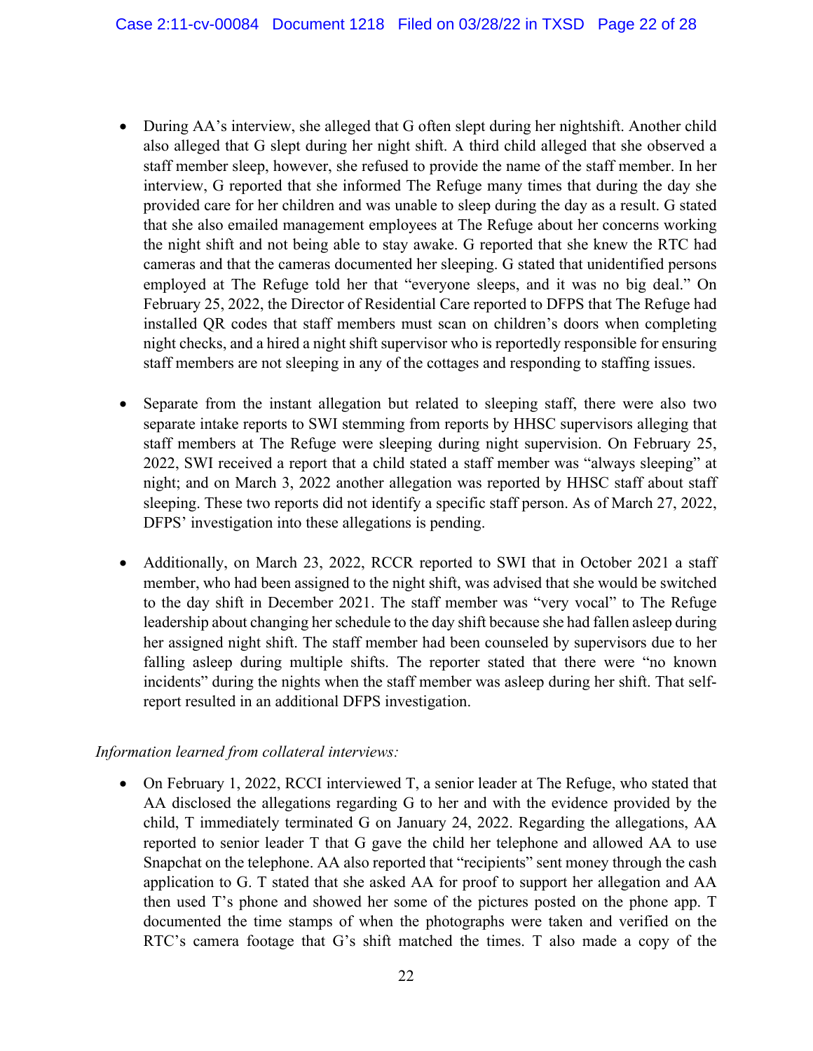- During AA's interview, she alleged that G often slept during her nightshift. Another child also alleged that G slept during her night shift. A third child alleged that she observed a staff member sleep, however, she refused to provide the name of the staff member. In her interview, G reported that she informed The Refuge many times that during the day she provided care for her children and was unable to sleep during the day as a result. G stated that she also emailed management employees at The Refuge about her concerns working the night shift and not being able to stay awake. G reported that she knew the RTC had cameras and that the cameras documented her sleeping. G stated that unidentified persons employed at The Refuge told her that "everyone sleeps, and it was no big deal." On February 25, 2022, the Director of Residential Care reported to DFPS that The Refuge had installed QR codes that staff members must scan on children's doors when completing night checks, and a hired a night shift supervisor who is reportedly responsible for ensuring staff members are not sleeping in any of the cottages and responding to staffing issues.

- Separate from the instant allegation but related to sleeping staff, there were also two separate intake reports to SWI stemming from reports by HHSC supervisors alleging that staff members at The Refuge were sleeping during night supervision. On February 25, 2022, SWI received a report that a child stated a staff member was "always sleeping" at night; and on March 3, 2022 another allegation was reported by HHSC staff about staff sleeping. These two reports did not identify a specific staff person. As of March 27, 2022, DFPS' investigation into these allegations is pending.

- Additionally, on March 23, 2022, RCCR reported to SWI that in October 2021 a staff member, who had been assigned to the night shift, was advised that she would be switched to the day shift in December 2021. The staff member was "very vocal" to The Refuge leadership about changing her schedule to the day shift because she had fallen asleep during her assigned night shift. The staff member had been counseled by supervisors due to her falling asleep during multiple shifts. The reporter stated that there were "no known incidents" during the nights when the staff member was asleep during her shift. That self-report resulted in an additional DFPS investigation.

*Information learned from collateral interviews:*

- On February 1, 2022, RCCI interviewed T, a senior leader at The Refuge, who stated that AA disclosed the allegations regarding G to her and with the evidence provided by the child, T immediately terminated G on January 24, 2022. Regarding the allegations, AA reported to senior leader T that G gave the child her telephone and allowed AA to use Snapchat on the telephone. AA also reported that "recipients" sent money through the cash application to G. T stated that she asked AA for proof to support her allegation and AA then used T's phone and showed her some of the pictures posted on the phone app. T documented the time stamps of when the photographs were taken and verified on the RTC's camera footage that G's shift matched the times. T also made a copy of the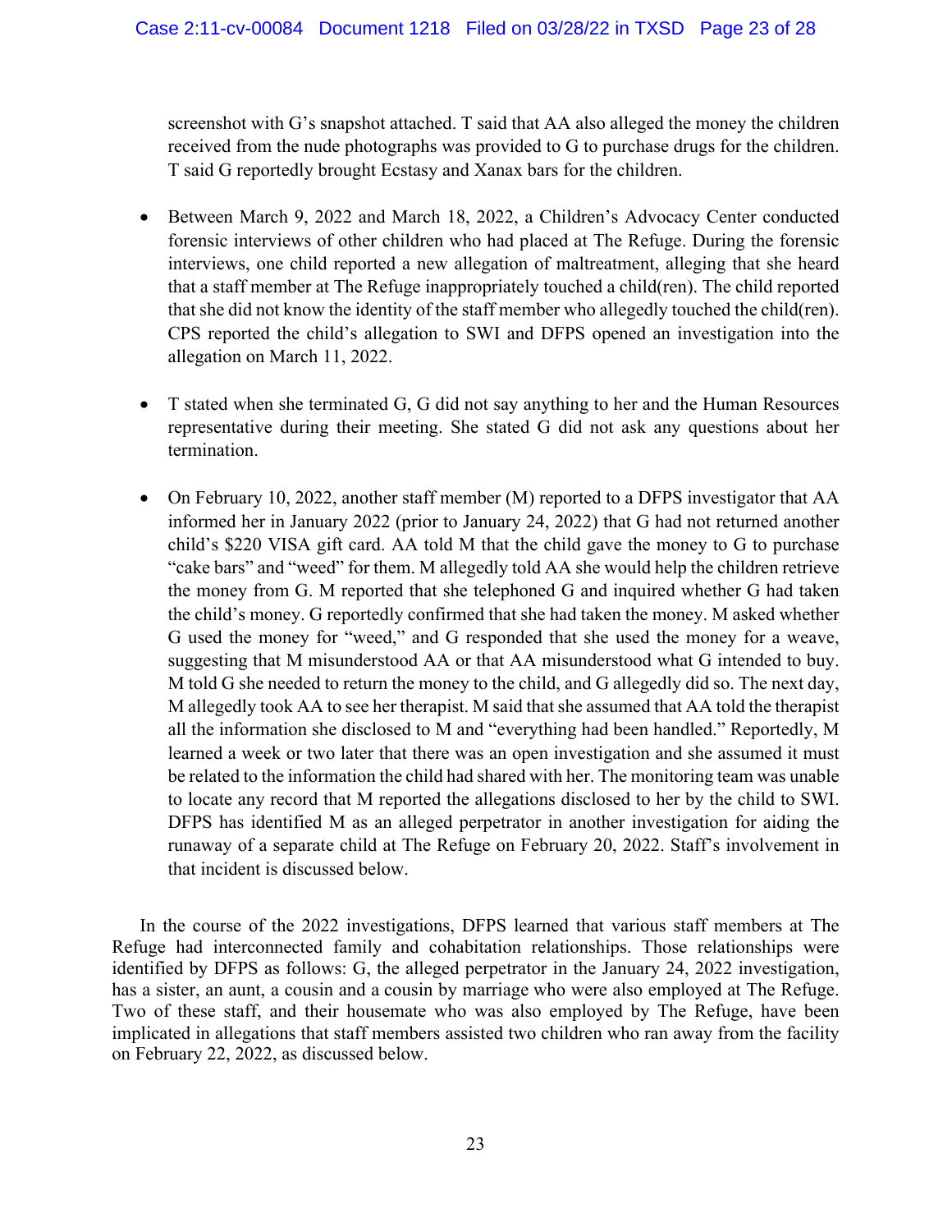screenshot with G's snapshot attached. T said that AA also alleged the money the children received from the nude photographs was provided to G to purchase drugs for the children. T said G reportedly brought Ecstasy and Xanax bars for the children.

- Between March 9, 2022 and March 18, 2022, a Children's Advocacy Center conducted forensic interviews of other children who had placed at The Refuge. During the forensic interviews, one child reported a new allegation of maltreatment, alleging that she heard that a staff member at The Refuge inappropriately touched a child(ren). The child reported that she did not know the identity of the staff member who allegedly touched the child(ren). CPS reported the child's allegation to SWI and DFPS opened an investigation into the allegation on March 11, 2022.

- T stated when she terminated G, G did not say anything to her and the Human Resources representative during their meeting. She stated G did not ask any questions about her termination.

- On February 10, 2022, another staff member (M) reported to a DFPS investigator that AA informed her in January 2022 (prior to January 24, 2022) that G had not returned another child's $220 VISA gift card. AA told M that the child gave the money to G to purchase "cake bars" and "weed" for them. M allegedly told AA she would help the children retrieve the money from G. M reported that she telephoned G and inquired whether G had taken the child's money. G reportedly confirmed that she had taken the money. M asked whether G used the money for "weed," and G responded that she used the money for a weave, suggesting that M misunderstood AA or that AA misunderstood what G intended to buy. M told G she needed to return the money to the child, and G allegedly did so. The next day, M allegedly took AA to see her therapist. M said that she assumed that AA told the therapist all the information she disclosed to M and "everything had been handled." Reportedly, M learned a week or two later that there was an open investigation and she assumed it must be related to the information the child had shared with her. The monitoring team was unable to locate any record that M reported the allegations disclosed to her by the child to SWI. DFPS has identified M as an alleged perpetrator in another investigation for aiding the runaway of a separate child at The Refuge on February 20, 2022. Staff's involvement in that incident is discussed below.

In the course of the 2022 investigations, DFPS learned that various staff members at The Refuge had interconnected family and cohabitation relationships. Those relationships were identified by DFPS as follows: G, the alleged perpetrator in the January 24, 2022 investigation, has a sister, an aunt, a cousin and a cousin by marriage who were also employed at The Refuge. Two of these staff, and their housemate who was also employed by The Refuge, have been implicated in allegations that staff members assisted two children who ran away from the facility on February 22, 2022, as discussed below.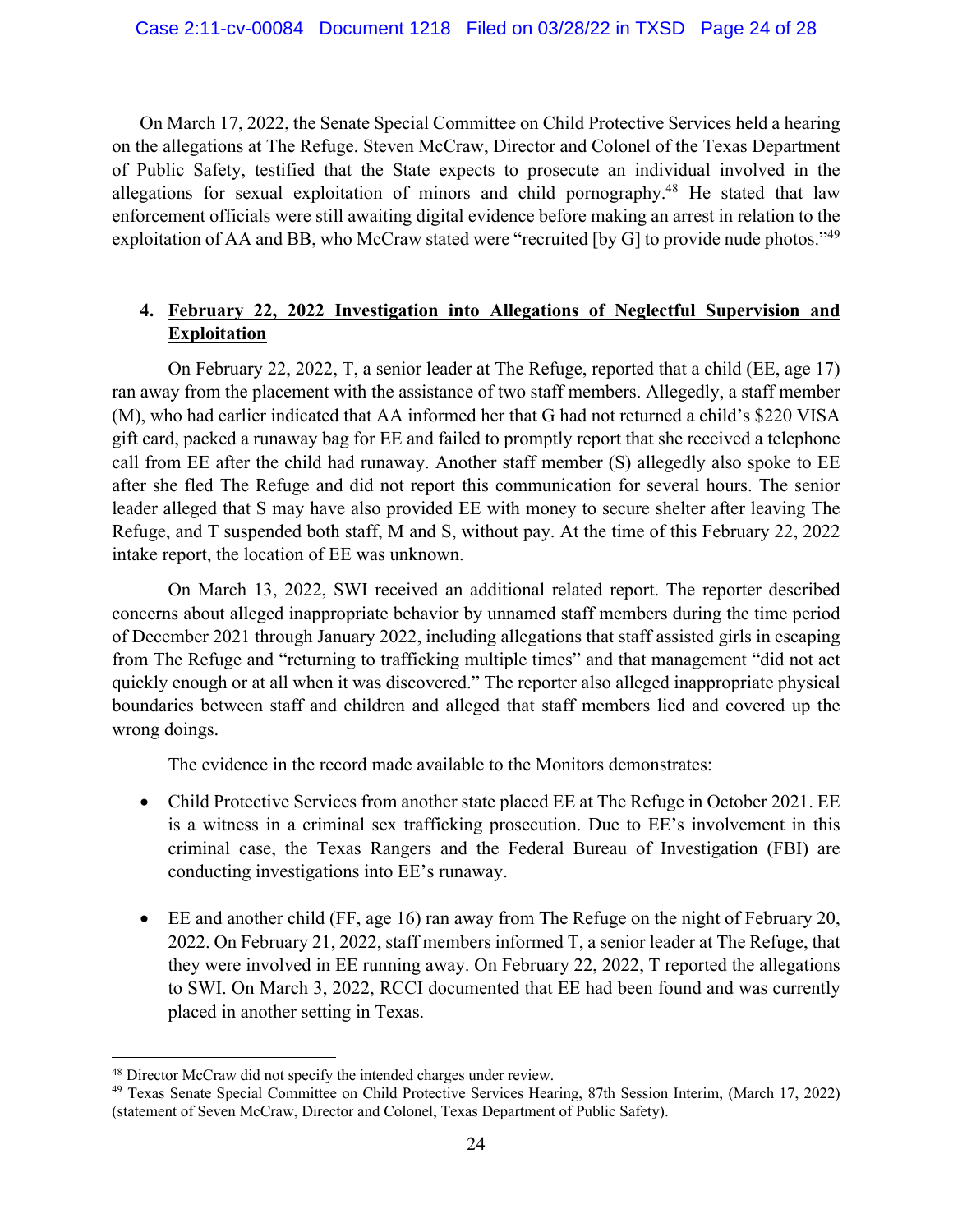On March 17, 2022, the Senate Special Committee on Child Protective Services held a hearing on the allegations at The Refuge. Steven McCraw, Director and Colonel of the Texas Department of Public Safety, testified that the State expects to prosecute an individual involved in the allegations for sexual exploitation of minors and child pornography.[48] He stated that law enforcement officials were still awaiting digital evidence before making an arrest in relation to the exploitation of AA and BB, who McCraw stated were "recruited [by G] to provide nude photos."[49]

### 4. <u>February 22, 2022 Investigation into Allegations of Neglectful Supervision and Exploitation</u>

On February 22, 2022, T, a senior leader at The Refuge, reported that a child (EE, age 17) ran away from the placement with the assistance of two staff members. Allegedly, a staff member (M), who had earlier indicated that AA informed her that G had not returned a child's $220 VISA gift card, packed a runaway bag for EE and failed to promptly report that she received a telephone call from EE after the child had runaway. Another staff member (S) allegedly also spoke to EE after she fled The Refuge and did not report this communication for several hours. The senior leader alleged that S may have also provided EE with money to secure shelter after leaving The Refuge, and T suspended both staff, M and S, without pay. At the time of this February 22, 2022 intake report, the location of EE was unknown.

On March 13, 2022, SWI received an additional related report. The reporter described concerns about alleged inappropriate behavior by unnamed staff members during the time period of December 2021 through January 2022, including allegations that staff assisted girls in escaping from The Refuge and "returning to trafficking multiple times" and that management "did not act quickly enough or at all when it was discovered." The reporter also alleged inappropriate physical boundaries between staff and children and alleged that staff members lied and covered up the wrong doings.

The evidence in the record made available to the Monitors demonstrates:

- Child Protective Services from another state placed EE at The Refuge in October 2021. EE is a witness in a criminal sex trafficking prosecution. Due to EE's involvement in this criminal case, the Texas Rangers and the Federal Bureau of Investigation (FBI) are conducting investigations into EE's runaway.

- EE and another child (FF, age 16) ran away from The Refuge on the night of February 20, 2022. On February 21, 2022, staff members informed T, a senior leader at The Refuge, that they were involved in EE running away. On February 22, 2022, T reported the allegations to SWI. On March 3, 2022, RCCI documented that EE had been found and was currently placed in another setting in Texas.

---

[48] Director McCraw did not specify the intended charges under review.

[49] Texas Senate Special Committee on Child Protective Services Hearing, 87th Session Interim, (March 17, 2022) (statement of Seven McCraw, Director and Colonel, Texas Department of Public Safety).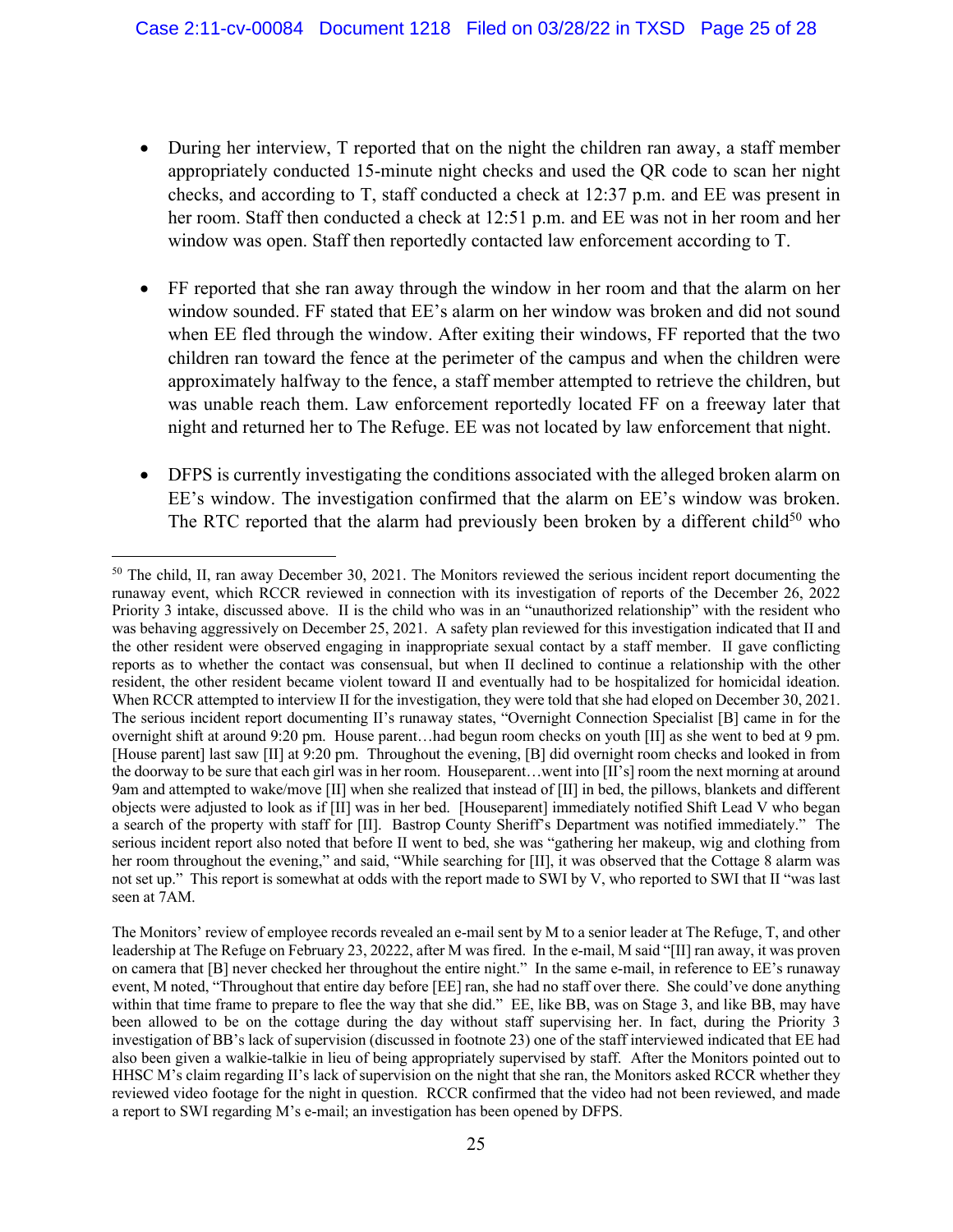- During her interview, T reported that on the night the children ran away, a staff member appropriately conducted 15-minute night checks and used the QR code to scan her night checks, and according to T, staff conducted a check at 12:37 p.m. and EE was present in her room. Staff then conducted a check at 12:51 p.m. and EE was not in her room and her window was open. Staff then reportedly contacted law enforcement according to T.

- FF reported that she ran away through the window in her room and that the alarm on her window sounded. FF stated that EE's alarm on her window was broken and did not sound when EE fled through the window. After exiting their windows, FF reported that the two children ran toward the fence at the perimeter of the campus and when the children were approximately halfway to the fence, a staff member attempted to retrieve the children, but was unable reach them. Law enforcement reportedly located FF on a freeway later that night and returned her to The Refuge. EE was not located by law enforcement that night.

- DFPS is currently investigating the conditions associated with the alleged broken alarm on EE's window. The investigation confirmed that the alarm on EE's window was broken. The RTC reported that the alarm had previously been broken by a different child[50] who

---

[50] The child, II, ran away December 30, 2021. The Monitors reviewed the serious incident report documenting the runaway event, which RCCR reviewed in connection with its investigation of reports of the December 26, 2022 Priority 3 intake, discussed above. II is the child who was in an "unauthorized relationship" with the resident who was behaving aggressively on December 25, 2021. A safety plan reviewed for this investigation indicated that II and the other resident were observed engaging in inappropriate sexual contact by a staff member. II gave conflicting reports as to whether the contact was consensual, but when II declined to continue a relationship with the other resident, the other resident became violent toward II and eventually had to be hospitalized for homicidal ideation. When RCCR attempted to interview II for the investigation, they were told that she had eloped on December 30, 2021. The serious incident report documenting II's runaway states, "Overnight Connection Specialist [B] came in for the overnight shift at around 9:20 pm. House parent…had begun room checks on youth [II] as she went to bed at 9 pm. [House parent] last saw [II] at 9:20 pm. Throughout the evening, [B] did overnight room checks and looked in from the doorway to be sure that each girl was in her room. Houseparent…went into [II's] room the next morning at around 9am and attempted to wake/move [II] when she realized that instead of [II] in bed, the pillows, blankets and different objects were adjusted to look as if [II] was in her bed. [Houseparent] immediately notified Shift Lead V who began a search of the property with staff for [II]. Bastrop County Sheriff's Department was notified immediately." The serious incident report also noted that before II went to bed, she was "gathering her makeup, wig and clothing from her room throughout the evening," and said, "While searching for [II], it was observed that the Cottage 8 alarm was not set up." This report is somewhat at odds with the report made to SWI by V, who reported to SWI that II "was last seen at 7AM.

The Monitors' review of employee records revealed an e-mail sent by M to a senior leader at The Refuge, T, and other leadership at The Refuge on February 23, 20222, after M was fired. In the e-mail, M said "[II] ran away, it was proven on camera that [B] never checked her throughout the entire night." In the same e-mail, in reference to EE's runaway event, M noted, "Throughout that entire day before [EE] ran, she had no staff over there. She could've done anything within that time frame to prepare to flee the way that she did." EE, like BB, was on Stage 3, and like BB, may have been allowed to be on the cottage during the day without staff supervising her. In fact, during the Priority 3 investigation of BB's lack of supervision (discussed in footnote 23) one of the staff interviewed indicated that EE had also been given a walkie-talkie in lieu of being appropriately supervised by staff. After the Monitors pointed out to HHSC M's claim regarding II's lack of supervision on the night that she ran, the Monitors asked RCCR whether they reviewed video footage for the night in question. RCCR confirmed that the video had not been reviewed, and made a report to SWI regarding M's e-mail; an investigation has been opened by DFPS.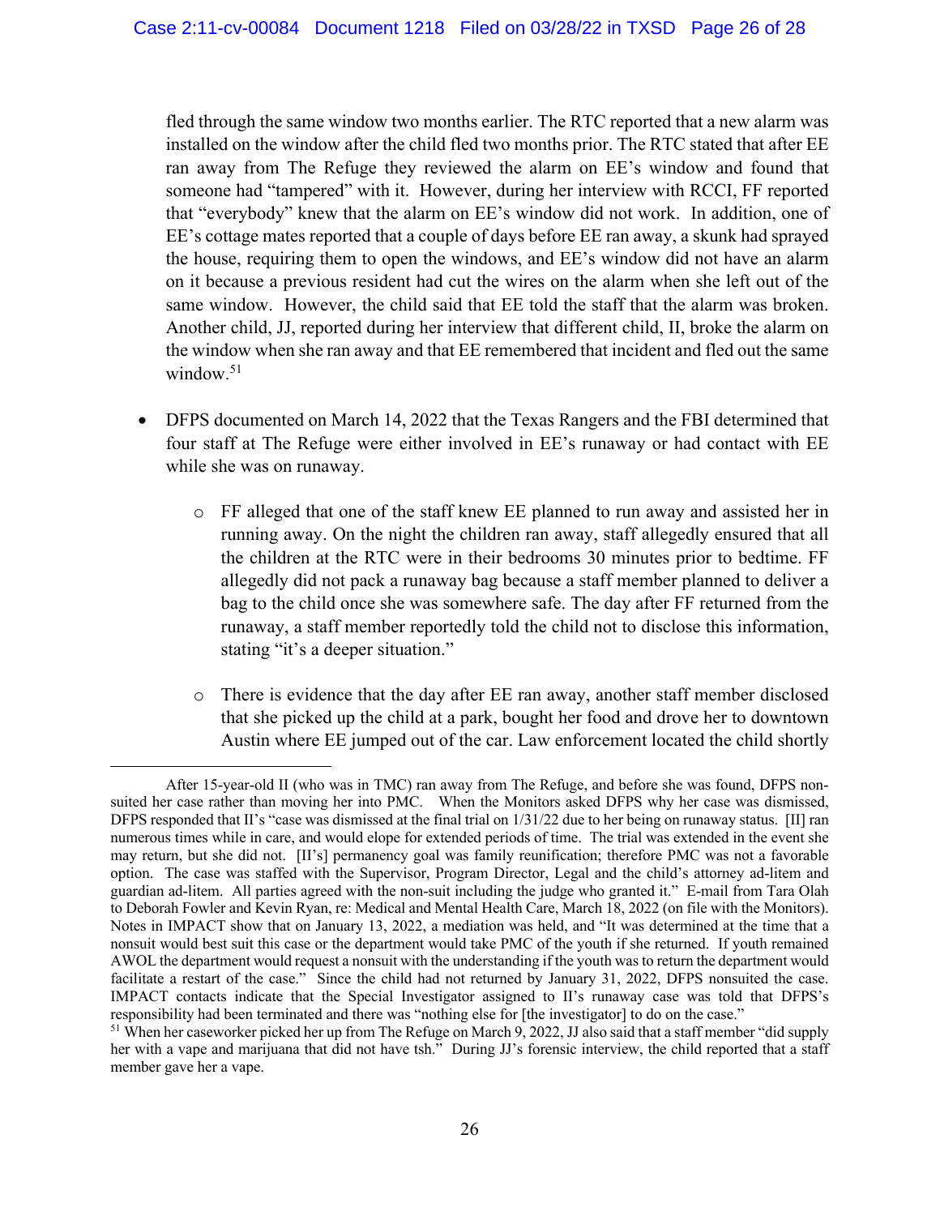fled through the same window two months earlier. The RTC reported that a new alarm was installed on the window after the child fled two months prior. The RTC stated that after EE ran away from The Refuge they reviewed the alarm on EE's window and found that someone had "tampered" with it. However, during her interview with RCCI, FF reported that "everybody" knew that the alarm on EE's window did not work. In addition, one of EE's cottage mates reported that a couple of days before EE ran away, a skunk had sprayed the house, requiring them to open the windows, and EE's window did not have an alarm on it because a previous resident had cut the wires on the alarm when she left out of the same window. However, the child said that EE told the staff that the alarm was broken. Another child, JJ, reported during her interview that different child, II, broke the alarm on the window when she ran away and that EE remembered that incident and fled out the same window.[51]

- DFPS documented on March 14, 2022 that the Texas Rangers and the FBI determined that four staff at The Refuge were either involved in EE's runaway or had contact with EE while she was on runaway.
  - FF alleged that one of the staff knew EE planned to run away and assisted her in running away. On the night the children ran away, staff allegedly ensured that all the children at the RTC were in their bedrooms 30 minutes prior to bedtime. FF allegedly did not pack a runaway bag because a staff member planned to deliver a bag to the child once she was somewhere safe. The day after FF returned from the runaway, a staff member reportedly told the child not to disclose this information, stating "it's a deeper situation."
  - There is evidence that the day after EE ran away, another staff member disclosed that she picked up the child at a park, bought her food and drove her to downtown Austin where EE jumped out of the car. Law enforcement located the child shortly

---

After 15-year-old II (who was in TMC) ran away from The Refuge, and before she was found, DFPS non-suited her case rather than moving her into PMC. When the Monitors asked DFPS why her case was dismissed, DFPS responded that II's "case was dismissed at the final trial on 1/31/22 due to her being on runaway status. [II] ran numerous times while in care, and would elope for extended periods of time. The trial was extended in the event she may return, but she did not. [II's] permanency goal was family reunification; therefore PMC was not a favorable option. The case was staffed with the Supervisor, Program Director, Legal and the child's attorney ad-litem and guardian ad-litem. All parties agreed with the non-suit including the judge who granted it." E-mail from Tara Olah to Deborah Fowler and Kevin Ryan, re: Medical and Mental Health Care, March 18, 2022 (on file with the Monitors). Notes in IMPACT show that on January 13, 2022, a mediation was held, and "It was determined at the time that a nonsuit would best suit this case or the department would take PMC of the youth if she returned. If youth remained AWOL the department would request a nonsuit with the understanding if the youth was to return the department would facilitate a restart of the case." Since the child had not returned by January 31, 2022, DFPS nonsuited the case. IMPACT contacts indicate that the Special Investigator assigned to II's runaway case was told that DFPS's responsibility had been terminated and there was "nothing else for [the investigator] to do on the case."

[51] When her caseworker picked her up from The Refuge on March 9, 2022, JJ also said that a staff member "did supply her with a vape and marijuana that did not have tsh." During JJ's forensic interview, the child reported that a staff member gave her a vape.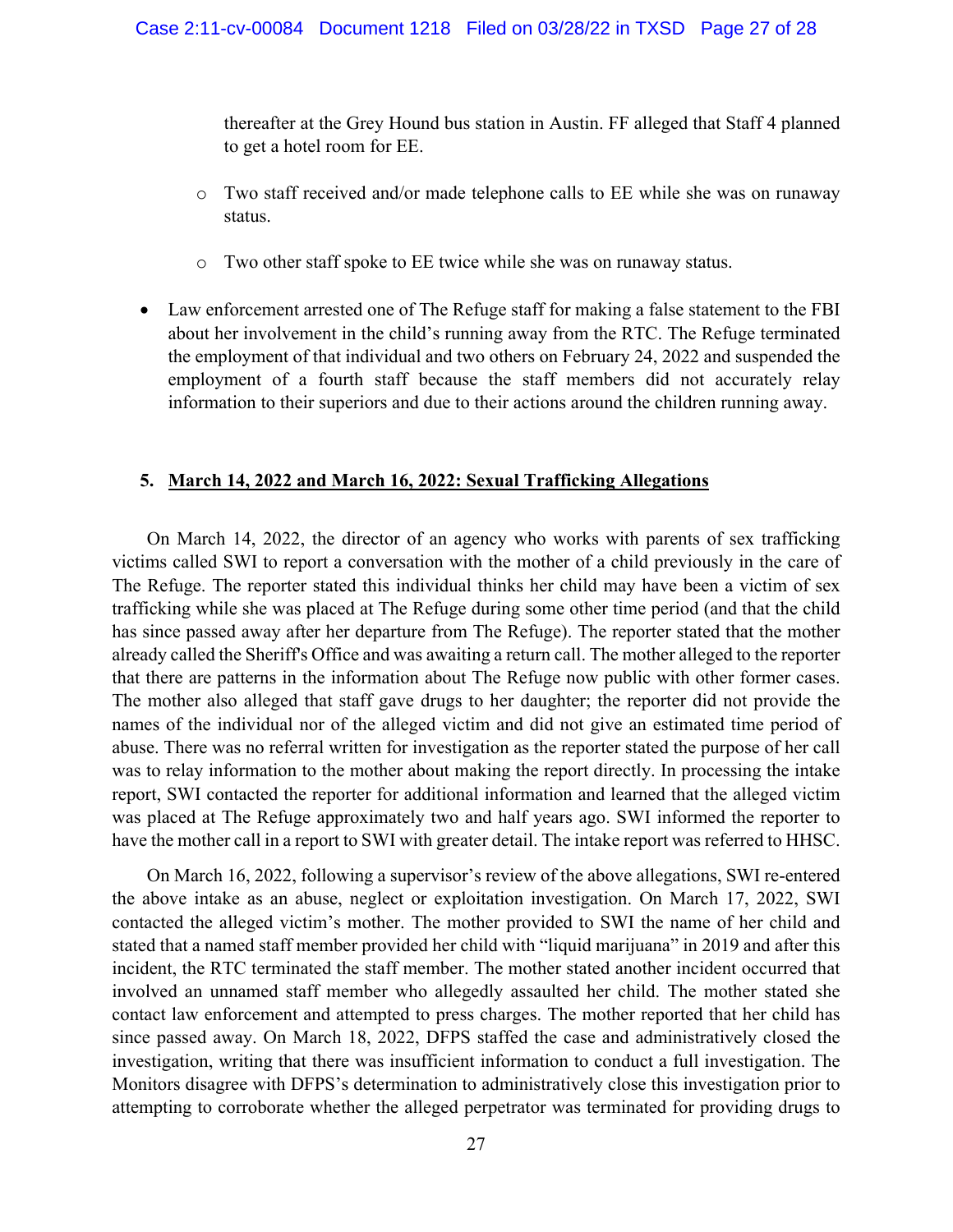thereafter at the Grey Hound bus station in Austin. FF alleged that Staff 4 planned to get a hotel room for EE.

- Two staff received and/or made telephone calls to EE while she was on runaway status.

- Two other staff spoke to EE twice while she was on runaway status.

- Law enforcement arrested one of The Refuge staff for making a false statement to the FBI about her involvement in the child's running away from the RTC. The Refuge terminated the employment of that individual and two others on February 24, 2022 and suspended the employment of a fourth staff because the staff members did not accurately relay information to their superiors and due to their actions around the children running away.

**5. <u>March 14, 2022 and March 16, 2022: Sexual Trafficking Allegations</u>**

On March 14, 2022, the director of an agency who works with parents of sex trafficking victims called SWI to report a conversation with the mother of a child previously in the care of The Refuge. The reporter stated this individual thinks her child may have been a victim of sex trafficking while she was placed at The Refuge during some other time period (and that the child has since passed away after her departure from The Refuge). The reporter stated that the mother already called the Sheriff's Office and was awaiting a return call. The mother alleged to the reporter that there are patterns in the information about The Refuge now public with other former cases. The mother also alleged that staff gave drugs to her daughter; the reporter did not provide the names of the individual nor of the alleged victim and did not give an estimated time period of abuse. There was no referral written for investigation as the reporter stated the purpose of her call was to relay information to the mother about making the report directly. In processing the intake report, SWI contacted the reporter for additional information and learned that the alleged victim was placed at The Refuge approximately two and half years ago. SWI informed the reporter to have the mother call in a report to SWI with greater detail. The intake report was referred to HHSC.

On March 16, 2022, following a supervisor's review of the above allegations, SWI re-entered the above intake as an abuse, neglect or exploitation investigation. On March 17, 2022, SWI contacted the alleged victim's mother. The mother provided to SWI the name of her child and stated that a named staff member provided her child with "liquid marijuana" in 2019 and after this incident, the RTC terminated the staff member. The mother stated another incident occurred that involved an unnamed staff member who allegedly assaulted her child. The mother stated she contact law enforcement and attempted to press charges. The mother reported that her child has since passed away. On March 18, 2022, DFPS staffed the case and administratively closed the investigation, writing that there was insufficient information to conduct a full investigation. The Monitors disagree with DFPS's determination to administratively close this investigation prior to attempting to corroborate whether the alleged perpetrator was terminated for providing drugs to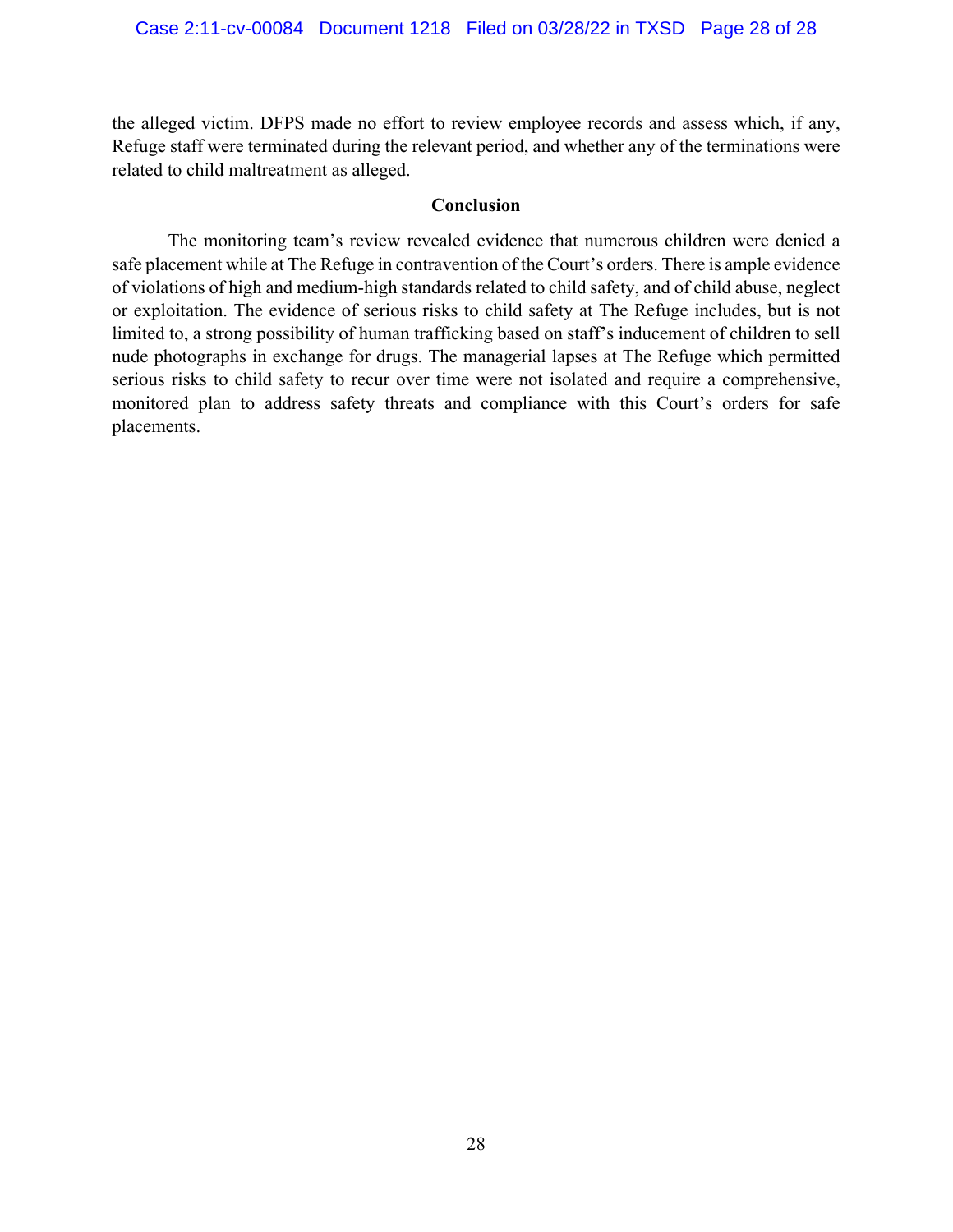the alleged victim. DFPS made no effort to review employee records and assess which, if any, Refuge staff were terminated during the relevant period, and whether any of the terminations were related to child maltreatment as alleged.

## Conclusion

The monitoring team's review revealed evidence that numerous children were denied a safe placement while at The Refuge in contravention of the Court's orders. There is ample evidence of violations of high and medium-high standards related to child safety, and of child abuse, neglect or exploitation. The evidence of serious risks to child safety at The Refuge includes, but is not limited to, a strong possibility of human trafficking based on staff's inducement of children to sell nude photographs in exchange for drugs. The managerial lapses at The Refuge which permitted serious risks to child safety to recur over time were not isolated and require a comprehensive, monitored plan to address safety threats and compliance with this Court's orders for safe placements.